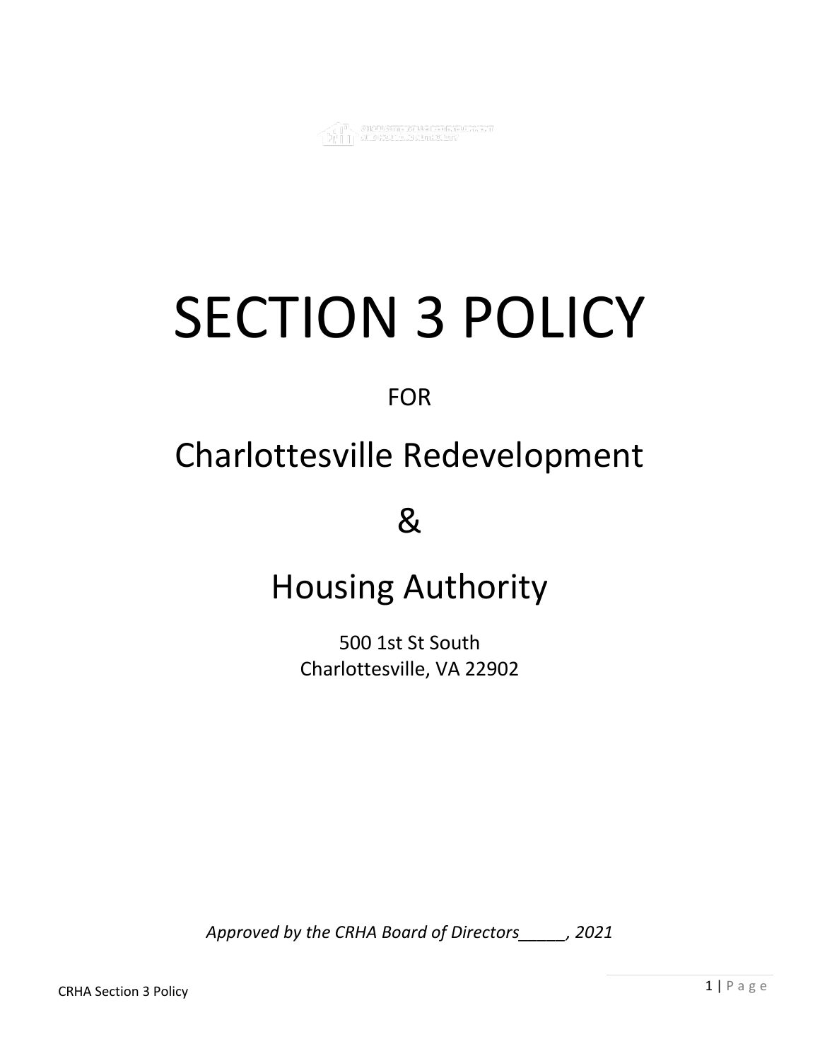# SECTION 3 POLICY

FOR

## Charlottesville Redevelopment

## &

## Housing Authority

500 1st St South
Charlottesville, VA 22902

*Approved by the CRHA Board of Directors_____, 2021*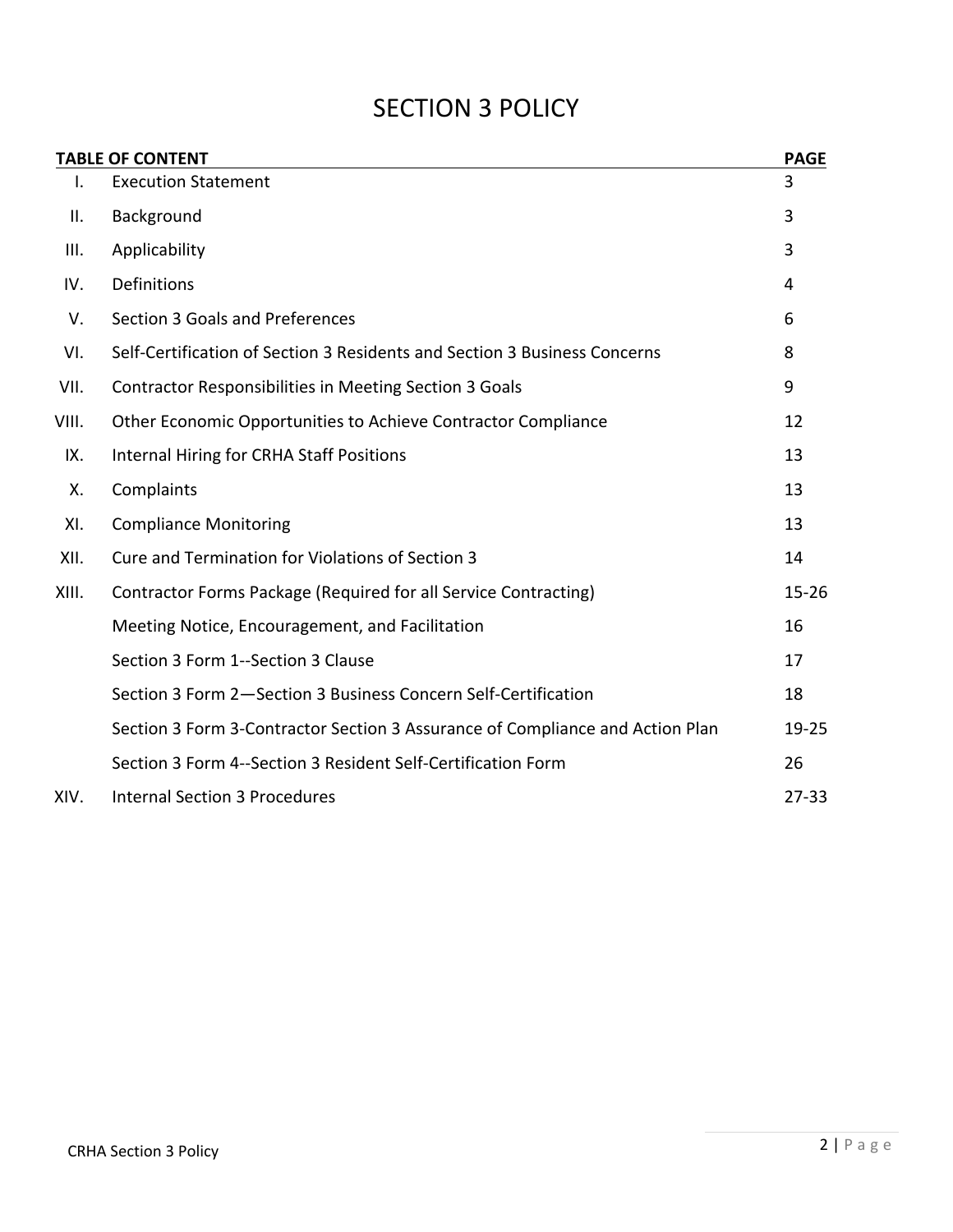# SECTION 3 POLICY

| TABLE OF CONTENT | | PAGE |
|---|---|---|
| I. | Execution Statement | 3 |
| II. | Background | 3 |
| III. | Applicability | 3 |
| IV. | Definitions | 4 |
| V. | Section 3 Goals and Preferences | 6 |
| VI. | Self-Certification of Section 3 Residents and Section 3 Business Concerns | 8 |
| VII. | Contractor Responsibilities in Meeting Section 3 Goals | 9 |
| VIII. | Other Economic Opportunities to Achieve Contractor Compliance | 12 |
| IX. | Internal Hiring for CRHA Staff Positions | 13 |
| X. | Complaints | 13 |
| XI. | Compliance Monitoring | 13 |
| XII. | Cure and Termination for Violations of Section 3 | 14 |
| XIII. | Contractor Forms Package (Required for all Service Contracting) | 15-26 |
| | Meeting Notice, Encouragement, and Facilitation | 16 |
| | Section 3 Form 1--Section 3 Clause | 17 |
| | Section 3 Form 2—Section 3 Business Concern Self-Certification | 18 |
| | Section 3 Form 3-Contractor Section 3 Assurance of Compliance and Action Plan | 19-25 |
| | Section 3 Form 4--Section 3 Resident Self-Certification Form | 26 |
| XIV. | Internal Section 3 Procedures | 27-33 |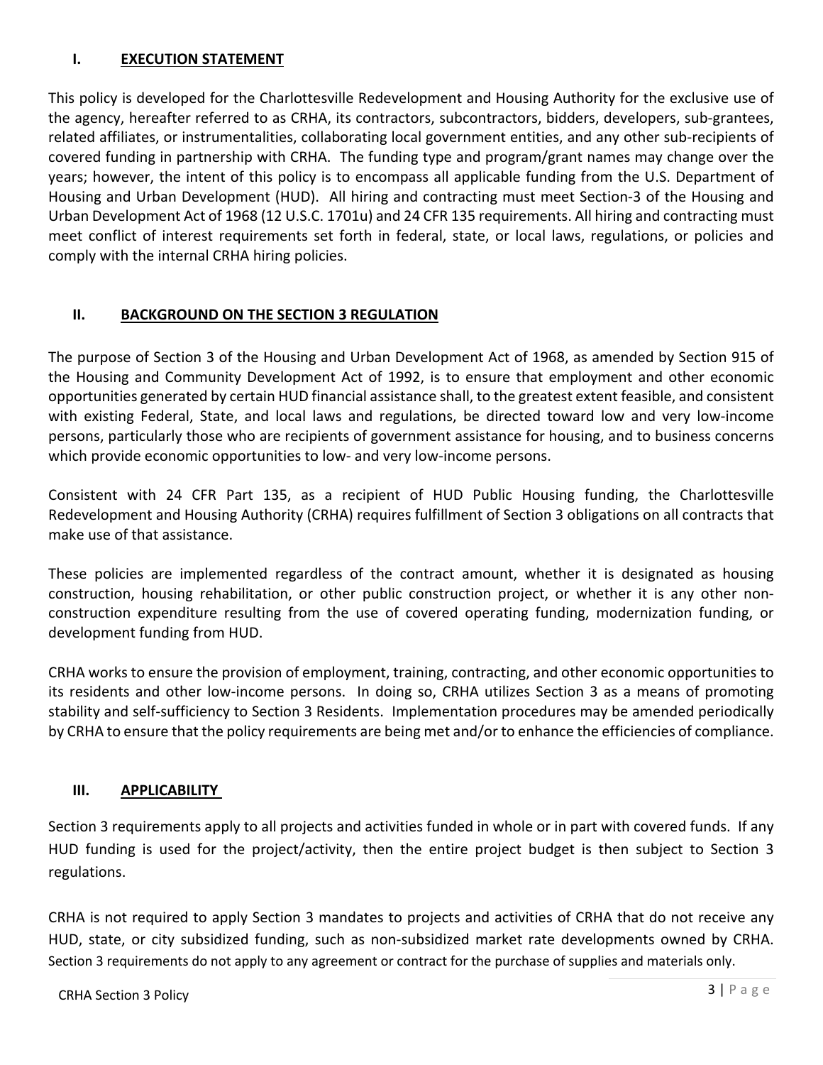## I. EXECUTION STATEMENT

This policy is developed for the Charlottesville Redevelopment and Housing Authority for the exclusive use of the agency, hereafter referred to as CRHA, its contractors, subcontractors, bidders, developers, sub-grantees, related affiliates, or instrumentalities, collaborating local government entities, and any other sub-recipients of covered funding in partnership with CRHA. The funding type and program/grant names may change over the years; however, the intent of this policy is to encompass all applicable funding from the U.S. Department of Housing and Urban Development (HUD). All hiring and contracting must meet Section-3 of the Housing and Urban Development Act of 1968 (12 U.S.C. 1701u) and 24 CFR 135 requirements. All hiring and contracting must meet conflict of interest requirements set forth in federal, state, or local laws, regulations, or policies and comply with the internal CRHA hiring policies.

## II. BACKGROUND ON THE SECTION 3 REGULATION

The purpose of Section 3 of the Housing and Urban Development Act of 1968, as amended by Section 915 of the Housing and Community Development Act of 1992, is to ensure that employment and other economic opportunities generated by certain HUD financial assistance shall, to the greatest extent feasible, and consistent with existing Federal, State, and local laws and regulations, be directed toward low and very low-income persons, particularly those who are recipients of government assistance for housing, and to business concerns which provide economic opportunities to low- and very low-income persons.

Consistent with 24 CFR Part 135, as a recipient of HUD Public Housing funding, the Charlottesville Redevelopment and Housing Authority (CRHA) requires fulfillment of Section 3 obligations on all contracts that make use of that assistance.

These policies are implemented regardless of the contract amount, whether it is designated as housing construction, housing rehabilitation, or other public construction project, or whether it is any other non-construction expenditure resulting from the use of covered operating funding, modernization funding, or development funding from HUD.

CRHA works to ensure the provision of employment, training, contracting, and other economic opportunities to its residents and other low-income persons. In doing so, CRHA utilizes Section 3 as a means of promoting stability and self-sufficiency to Section 3 Residents. Implementation procedures may be amended periodically by CRHA to ensure that the policy requirements are being met and/or to enhance the efficiencies of compliance.

## III. APPLICABILITY

Section 3 requirements apply to all projects and activities funded in whole or in part with covered funds. If any HUD funding is used for the project/activity, then the entire project budget is then subject to Section 3 regulations.

CRHA is not required to apply Section 3 mandates to projects and activities of CRHA that do not receive any HUD, state, or city subsidized funding, such as non-subsidized market rate developments owned by CRHA. Section 3 requirements do not apply to any agreement or contract for the purchase of supplies and materials only.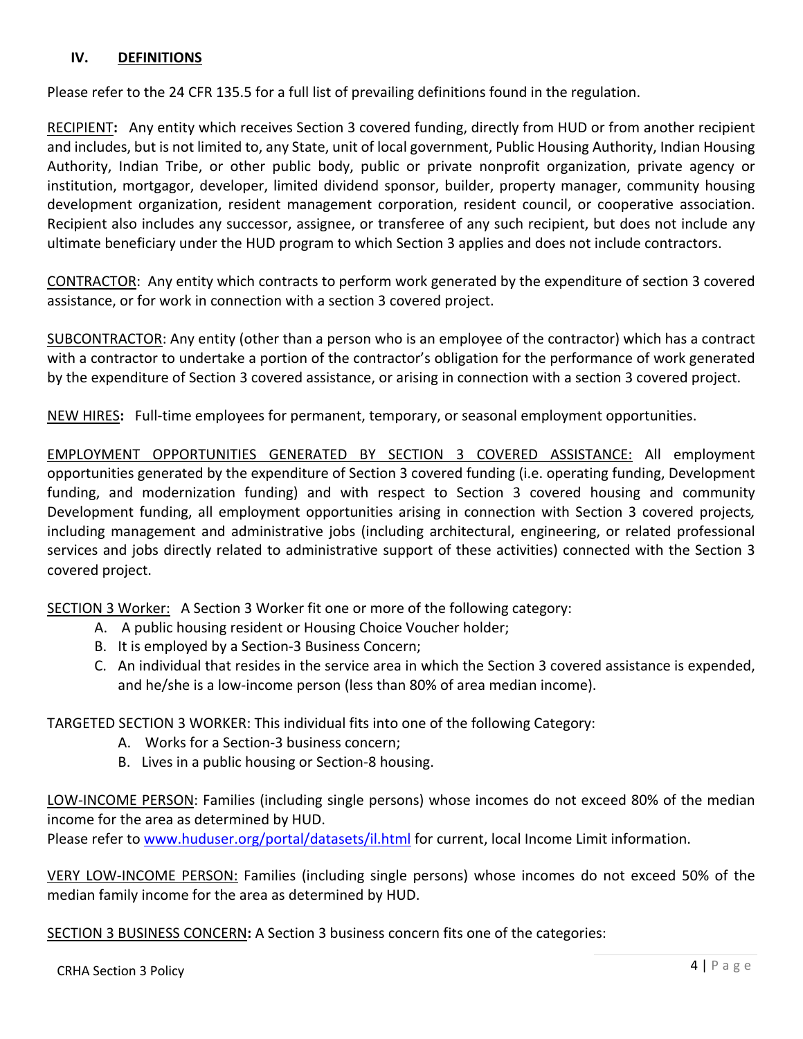## IV. DEFINITIONS

Please refer to the 24 CFR 135.5 for a full list of prevailing definitions found in the regulation.

RECIPIENT**:** Any entity which receives Section 3 covered funding, directly from HUD or from another recipient and includes, but is not limited to, any State, unit of local government, Public Housing Authority, Indian Housing Authority, Indian Tribe, or other public body, public or private nonprofit organization, private agency or institution, mortgagor, developer, limited dividend sponsor, builder, property manager, community housing development organization, resident management corporation, resident council, or cooperative association. Recipient also includes any successor, assignee, or transferee of any such recipient, but does not include any ultimate beneficiary under the HUD program to which Section 3 applies and does not include contractors.

CONTRACTOR: Any entity which contracts to perform work generated by the expenditure of section 3 covered assistance, or for work in connection with a section 3 covered project.

SUBCONTRACTOR: Any entity (other than a person who is an employee of the contractor) which has a contract with a contractor to undertake a portion of the contractor's obligation for the performance of work generated by the expenditure of Section 3 covered assistance, or arising in connection with a section 3 covered project.

NEW HIRES**:** Full-time employees for permanent, temporary, or seasonal employment opportunities.

EMPLOYMENT OPPORTUNITIES GENERATED BY SECTION 3 COVERED ASSISTANCE: All employment opportunities generated by the expenditure of Section 3 covered funding (i.e. operating funding, Development funding, and modernization funding) and with respect to Section 3 covered housing and community Development funding, all employment opportunities arising in connection with Section 3 covered projects*,* including management and administrative jobs (including architectural, engineering, or related professional services and jobs directly related to administrative support of these activities) connected with the Section 3 covered project.

SECTION 3 Worker: A Section 3 Worker fit one or more of the following category:

A. A public housing resident or Housing Choice Voucher holder;
B. It is employed by a Section-3 Business Concern;
C. An individual that resides in the service area in which the Section 3 covered assistance is expended, and he/she is a low-income person (less than 80% of area median income).

TARGETED SECTION 3 WORKER: This individual fits into one of the following Category:

A. Works for a Section-3 business concern;
B. Lives in a public housing or Section-8 housing.

LOW-INCOME PERSON: Families (including single persons) whose incomes do not exceed 80% of the median income for the area as determined by HUD.
Please refer to www.huduser.org/portal/datasets/il.html for current, local Income Limit information.

VERY LOW-INCOME PERSON: Families (including single persons) whose incomes do not exceed 50% of the median family income for the area as determined by HUD.

SECTION 3 BUSINESS CONCERN**:** A Section 3 business concern fits one of the categories: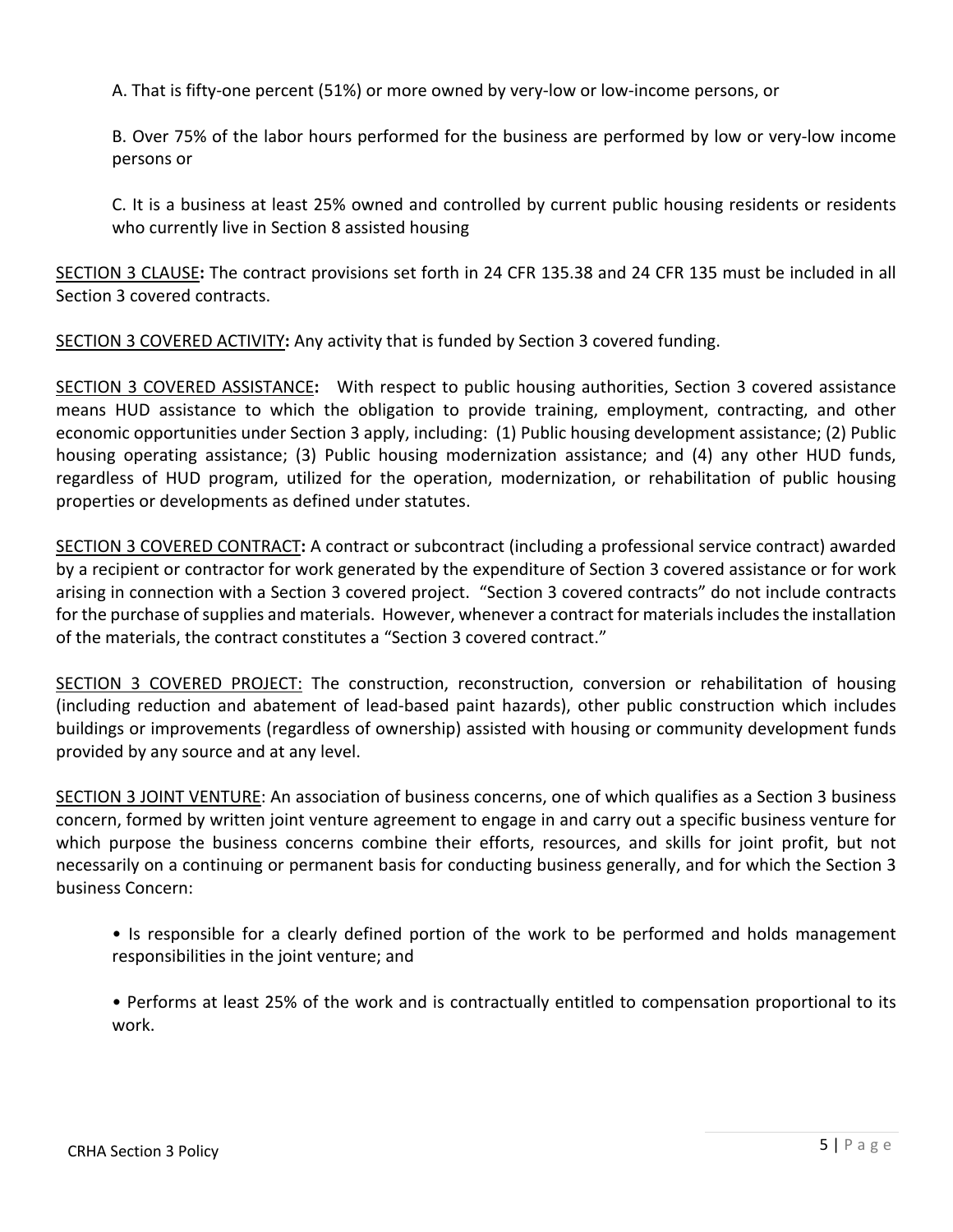A. That is fifty-one percent (51%) or more owned by very-low or low-income persons, or

B. Over 75% of the labor hours performed for the business are performed by low or very-low income persons or

C. It is a business at least 25% owned and controlled by current public housing residents or residents who currently live in Section 8 assisted housing

<u>SECTION 3 CLAUSE</u>**:** The contract provisions set forth in 24 CFR 135.38 and 24 CFR 135 must be included in all Section 3 covered contracts.

<u>SECTION 3 COVERED ACTIVITY</u>**:** Any activity that is funded by Section 3 covered funding.

<u>SECTION 3 COVERED ASSISTANCE</u>**:** With respect to public housing authorities, Section 3 covered assistance means HUD assistance to which the obligation to provide training, employment, contracting, and other economic opportunities under Section 3 apply, including: (1) Public housing development assistance; (2) Public housing operating assistance; (3) Public housing modernization assistance; and (4) any other HUD funds, regardless of HUD program, utilized for the operation, modernization, or rehabilitation of public housing properties or developments as defined under statutes.

<u>SECTION 3 COVERED CONTRACT</u>**:** A contract or subcontract (including a professional service contract) awarded by a recipient or contractor for work generated by the expenditure of Section 3 covered assistance or for work arising in connection with a Section 3 covered project. "Section 3 covered contracts" do not include contracts for the purchase of supplies and materials. However, whenever a contract for materials includes the installation of the materials, the contract constitutes a "Section 3 covered contract."

<u>SECTION 3 COVERED PROJECT:</u> The construction, reconstruction, conversion or rehabilitation of housing (including reduction and abatement of lead-based paint hazards), other public construction which includes buildings or improvements (regardless of ownership) assisted with housing or community development funds provided by any source and at any level.

<u>SECTION 3 JOINT VENTURE</u>: An association of business concerns, one of which qualifies as a Section 3 business concern, formed by written joint venture agreement to engage in and carry out a specific business venture for which purpose the business concerns combine their efforts, resources, and skills for joint profit, but not necessarily on a continuing or permanent basis for conducting business generally, and for which the Section 3 business Concern:

- Is responsible for a clearly defined portion of the work to be performed and holds management responsibilities in the joint venture; and
- Performs at least 25% of the work and is contractually entitled to compensation proportional to its work.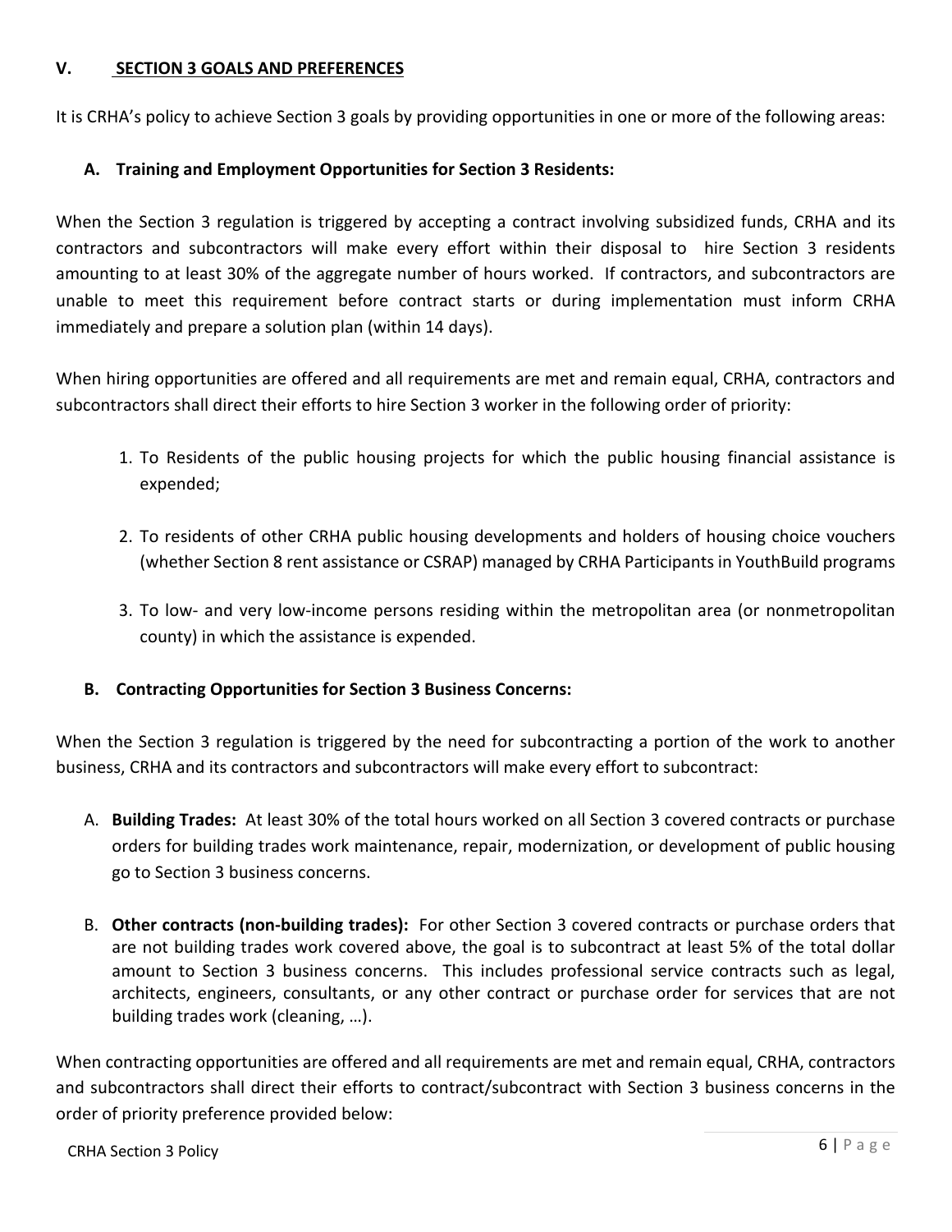## V. SECTION 3 GOALS AND PREFERENCES

It is CRHA's policy to achieve Section 3 goals by providing opportunities in one or more of the following areas:

### A. Training and Employment Opportunities for Section 3 Residents:

When the Section 3 regulation is triggered by accepting a contract involving subsidized funds, CRHA and its contractors and subcontractors will make every effort within their disposal to hire Section 3 residents amounting to at least 30% of the aggregate number of hours worked. If contractors, and subcontractors are unable to meet this requirement before contract starts or during implementation must inform CRHA immediately and prepare a solution plan (within 14 days).

When hiring opportunities are offered and all requirements are met and remain equal, CRHA, contractors and subcontractors shall direct their efforts to hire Section 3 worker in the following order of priority:

1. To Residents of the public housing projects for which the public housing financial assistance is expended;
2. To residents of other CRHA public housing developments and holders of housing choice vouchers (whether Section 8 rent assistance or CSRAP) managed by CRHA Participants in YouthBuild programs
3. To low- and very low-income persons residing within the metropolitan area (or nonmetropolitan county) in which the assistance is expended.

### B. Contracting Opportunities for Section 3 Business Concerns:

When the Section 3 regulation is triggered by the need for subcontracting a portion of the work to another business, CRHA and its contractors and subcontractors will make every effort to subcontract:

A. **Building Trades:** At least 30% of the total hours worked on all Section 3 covered contracts or purchase orders for building trades work maintenance, repair, modernization, or development of public housing go to Section 3 business concerns.

B. **Other contracts (non-building trades):** For other Section 3 covered contracts or purchase orders that are not building trades work covered above, the goal is to subcontract at least 5% of the total dollar amount to Section 3 business concerns. This includes professional service contracts such as legal, architects, engineers, consultants, or any other contract or purchase order for services that are not building trades work (cleaning, …).

When contracting opportunities are offered and all requirements are met and remain equal, CRHA, contractors and subcontractors shall direct their efforts to contract/subcontract with Section 3 business concerns in the order of priority preference provided below: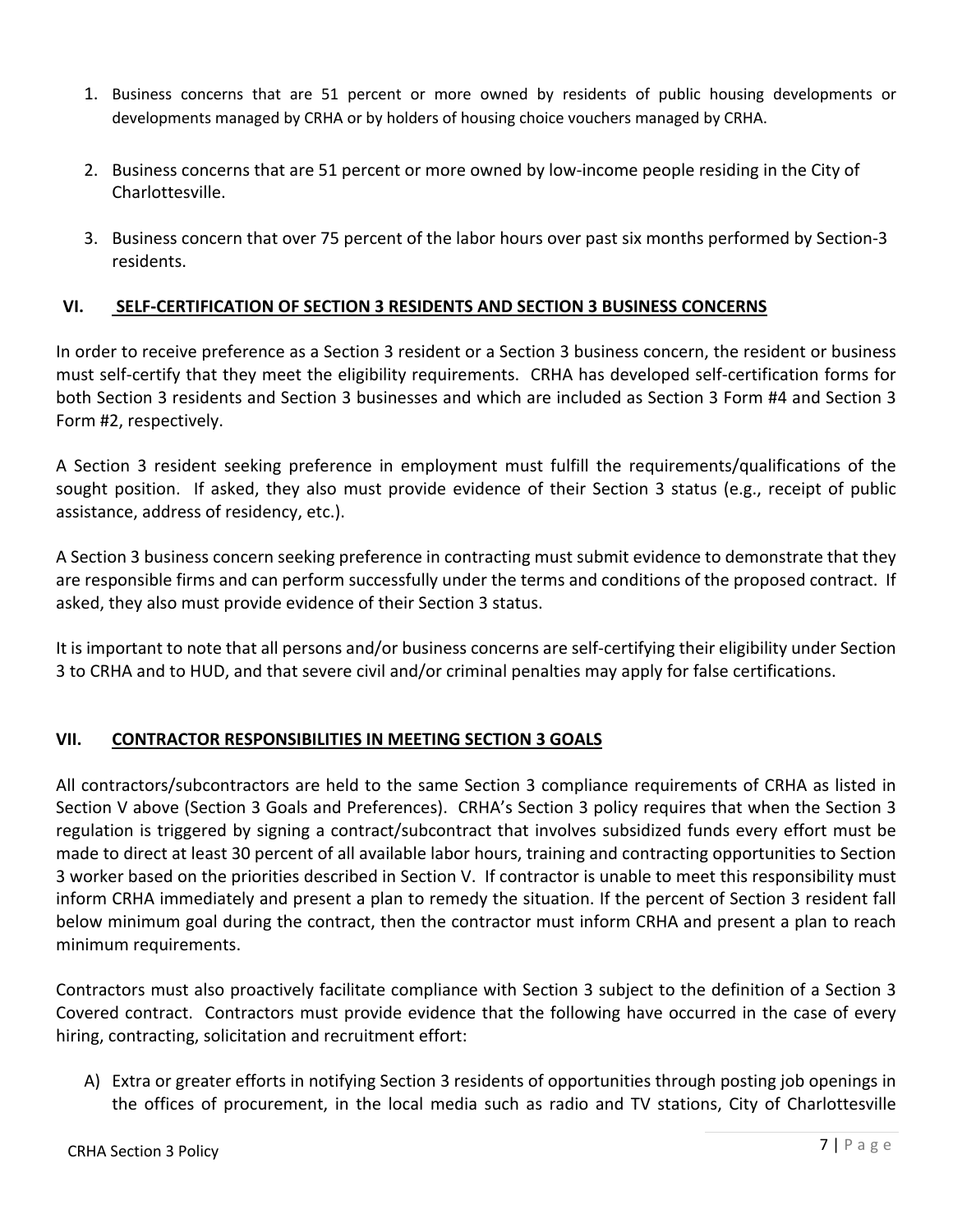1. Business concerns that are 51 percent or more owned by residents of public housing developments or developments managed by CRHA or by holders of housing choice vouchers managed by CRHA.

2. Business concerns that are 51 percent or more owned by low-income people residing in the City of Charlottesville.

3. Business concern that over 75 percent of the labor hours over past six months performed by Section-3 residents.

## VI. SELF-CERTIFICATION OF SECTION 3 RESIDENTS AND SECTION 3 BUSINESS CONCERNS

In order to receive preference as a Section 3 resident or a Section 3 business concern, the resident or business must self-certify that they meet the eligibility requirements. CRHA has developed self-certification forms for both Section 3 residents and Section 3 businesses and which are included as Section 3 Form #4 and Section 3 Form #2, respectively.

A Section 3 resident seeking preference in employment must fulfill the requirements/qualifications of the sought position. If asked, they also must provide evidence of their Section 3 status (e.g., receipt of public assistance, address of residency, etc.).

A Section 3 business concern seeking preference in contracting must submit evidence to demonstrate that they are responsible firms and can perform successfully under the terms and conditions of the proposed contract. If asked, they also must provide evidence of their Section 3 status.

It is important to note that all persons and/or business concerns are self-certifying their eligibility under Section 3 to CRHA and to HUD, and that severe civil and/or criminal penalties may apply for false certifications.

## VII. CONTRACTOR RESPONSIBILITIES IN MEETING SECTION 3 GOALS

All contractors/subcontractors are held to the same Section 3 compliance requirements of CRHA as listed in Section V above (Section 3 Goals and Preferences). CRHA's Section 3 policy requires that when the Section 3 regulation is triggered by signing a contract/subcontract that involves subsidized funds every effort must be made to direct at least 30 percent of all available labor hours, training and contracting opportunities to Section 3 worker based on the priorities described in Section V. If contractor is unable to meet this responsibility must inform CRHA immediately and present a plan to remedy the situation. If the percent of Section 3 resident fall below minimum goal during the contract, then the contractor must inform CRHA and present a plan to reach minimum requirements.

Contractors must also proactively facilitate compliance with Section 3 subject to the definition of a Section 3 Covered contract. Contractors must provide evidence that the following have occurred in the case of every hiring, contracting, solicitation and recruitment effort:

A) Extra or greater efforts in notifying Section 3 residents of opportunities through posting job openings in the offices of procurement, in the local media such as radio and TV stations, City of Charlottesville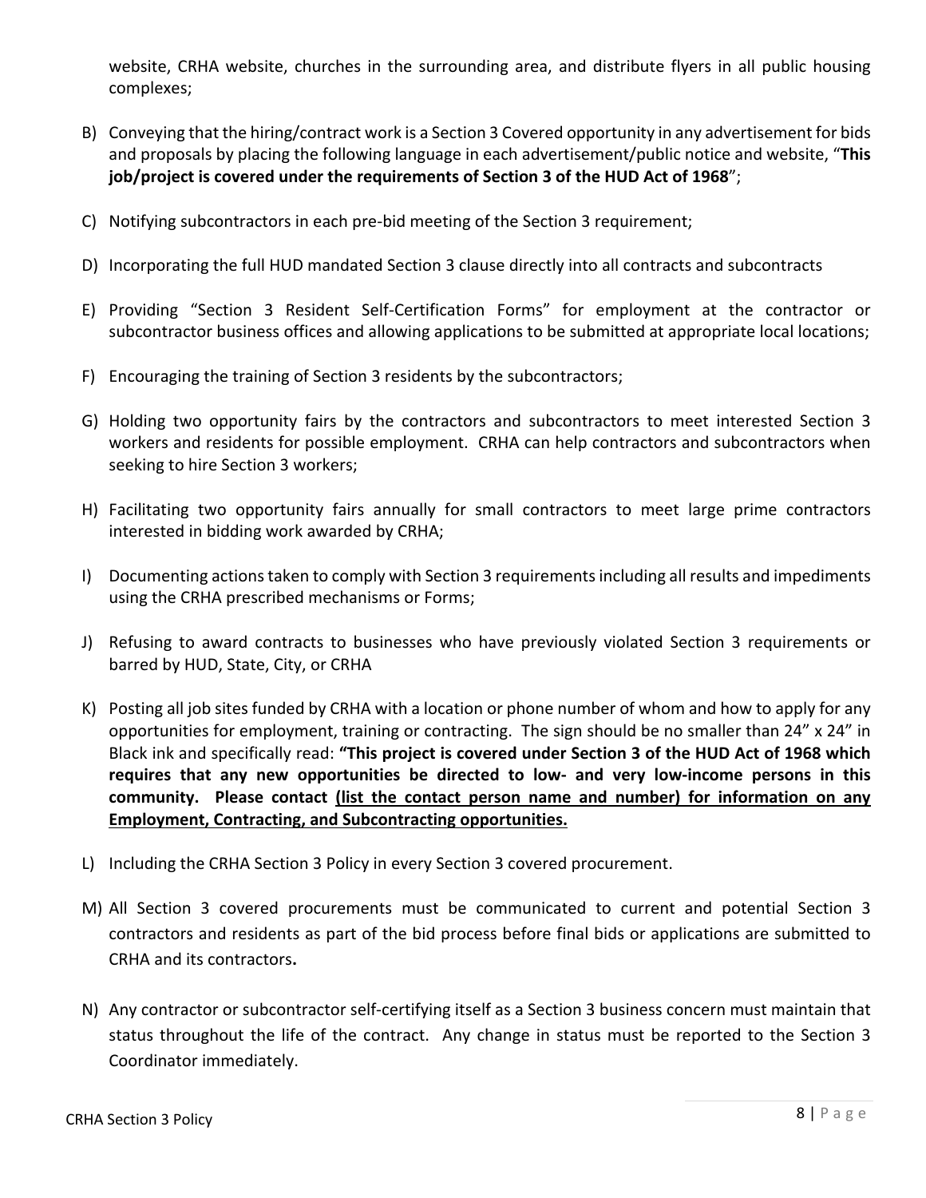website, CRHA website, churches in the surrounding area, and distribute flyers in all public housing complexes;

B) Conveying that the hiring/contract work is a Section 3 Covered opportunity in any advertisement for bids and proposals by placing the following language in each advertisement/public notice and website, "**This job/project is covered under the requirements of Section 3 of the HUD Act of 1968**";

C) Notifying subcontractors in each pre-bid meeting of the Section 3 requirement;

D) Incorporating the full HUD mandated Section 3 clause directly into all contracts and subcontracts

E) Providing "Section 3 Resident Self-Certification Forms" for employment at the contractor or subcontractor business offices and allowing applications to be submitted at appropriate local locations;

F) Encouraging the training of Section 3 residents by the subcontractors;

G) Holding two opportunity fairs by the contractors and subcontractors to meet interested Section 3 workers and residents for possible employment. CRHA can help contractors and subcontractors when seeking to hire Section 3 workers;

H) Facilitating two opportunity fairs annually for small contractors to meet large prime contractors interested in bidding work awarded by CRHA;

I) Documenting actions taken to comply with Section 3 requirements including all results and impediments using the CRHA prescribed mechanisms or Forms;

J) Refusing to award contracts to businesses who have previously violated Section 3 requirements or barred by HUD, State, City, or CRHA

K) Posting all job sites funded by CRHA with a location or phone number of whom and how to apply for any opportunities for employment, training or contracting. The sign should be no smaller than 24" x 24" in Black ink and specifically read: **"This project is covered under Section 3 of the HUD Act of 1968 which requires that any new opportunities be directed to low- and very low-income persons in this community. Please contact <u>(list the contact person name and number) for information on any Employment, Contracting, and Subcontracting opportunities.</u>**

L) Including the CRHA Section 3 Policy in every Section 3 covered procurement.

M) All Section 3 covered procurements must be communicated to current and potential Section 3 contractors and residents as part of the bid process before final bids or applications are submitted to CRHA and its contractors**.**

N) Any contractor or subcontractor self-certifying itself as a Section 3 business concern must maintain that status throughout the life of the contract. Any change in status must be reported to the Section 3 Coordinator immediately.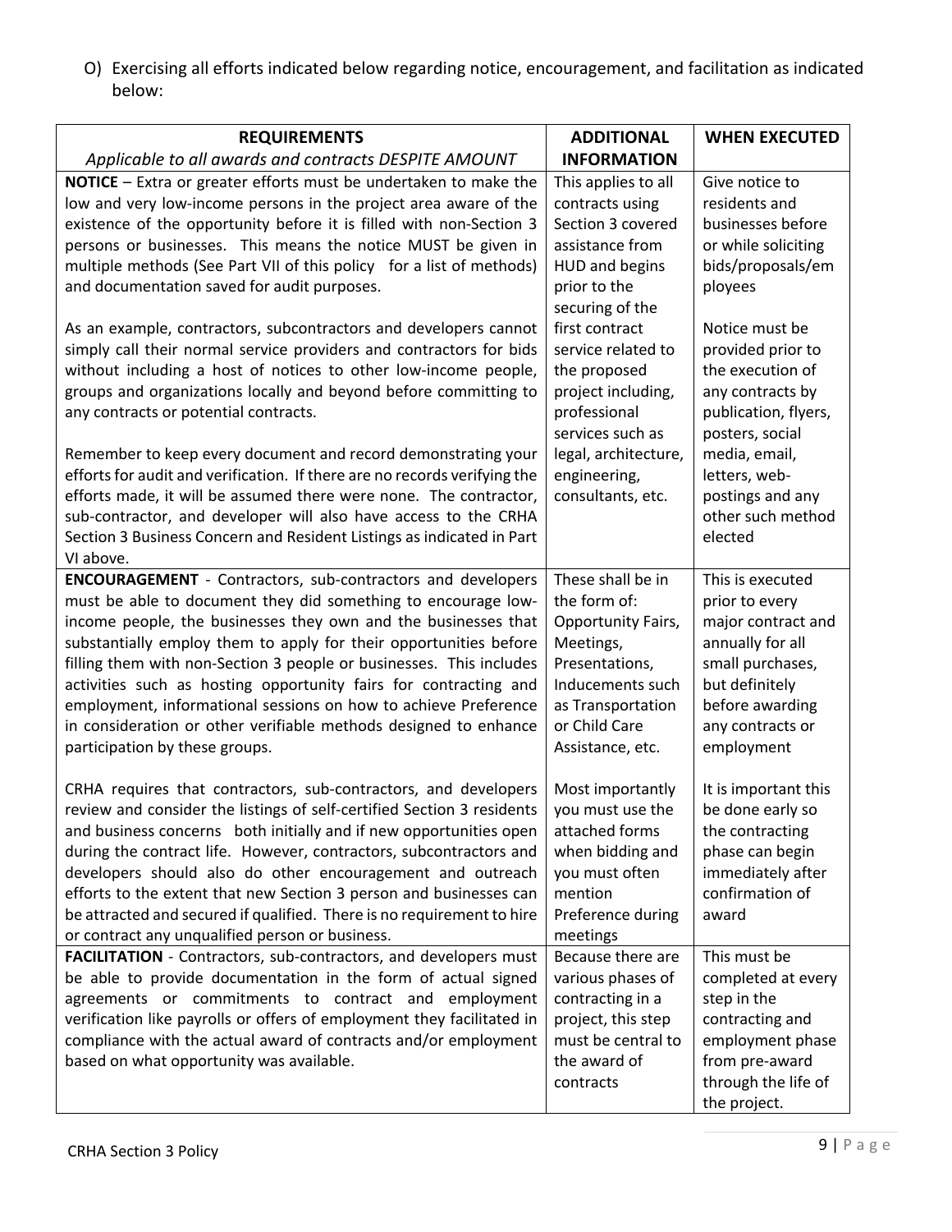O) Exercising all efforts indicated below regarding notice, encouragement, and facilitation as indicated below:

| **REQUIREMENTS**<br>*Applicable to all awards and contracts DESPITE AMOUNT* | **ADDITIONAL INFORMATION** | **WHEN EXECUTED** |
|---|---|---|
| **NOTICE** – Extra or greater efforts must be undertaken to make the low and very low-income persons in the project area aware of the existence of the opportunity before it is filled with non-Section 3 persons or businesses. This means the notice MUST be given in multiple methods (See Part VII of this policy for a list of methods) and documentation saved for audit purposes.<br><br>As an example, contractors, subcontractors and developers cannot simply call their normal service providers and contractors for bids without including a host of notices to other low-income people, groups and organizations locally and beyond before committing to any contracts or potential contracts.<br><br>Remember to keep every document and record demonstrating your efforts for audit and verification. If there are no records verifying the efforts made, it will be assumed there were none. The contractor, sub-contractor, and developer will also have access to the CRHA Section 3 Business Concern and Resident Listings as indicated in Part VI above. | This applies to all contracts using Section 3 covered assistance from HUD and begins prior to the securing of the first contract service related to the proposed project including, professional services such as legal, architecture, engineering, consultants, etc. | Give notice to residents and businesses before or while soliciting bids/proposals/employees<br><br>Notice must be provided prior to the execution of any contracts by publication, flyers, posters, social media, email, letters, web-postings and any other such method elected |
| **ENCOURAGEMENT** - Contractors, sub-contractors and developers must be able to document they did something to encourage low-income people, the businesses they own and the businesses that substantially employ them to apply for their opportunities before filling them with non-Section 3 people or businesses. This includes activities such as hosting opportunity fairs for contracting and employment, informational sessions on how to achieve Preference in consideration or other verifiable methods designed to enhance participation by these groups.<br><br>CRHA requires that contractors, sub-contractors, and developers review and consider the listings of self-certified Section 3 residents and business concerns both initially and if new opportunities open during the contract life. However, contractors, subcontractors and developers should also do other encouragement and outreach efforts to the extent that new Section 3 person and businesses can be attracted and secured if qualified. There is no requirement to hire or contract any unqualified person or business. | These shall be in the form of: Opportunity Fairs, Meetings, Presentations, Inducements such as Transportation or Child Care Assistance, etc.<br><br>Most importantly you must use the attached forms when bidding and you must often mention Preference during meetings | This is executed prior to every major contract and annually for all small purchases, but definitely before awarding any contracts or employment<br><br>It is important this be done early so the contracting phase can begin immediately after confirmation of award |
| **FACILITATION** - Contractors, sub-contractors, and developers must be able to provide documentation in the form of actual signed agreements or commitments to contract and employment verification like payrolls or offers of employment they facilitated in compliance with the actual award of contracts and/or employment based on what opportunity was available. | Because there are various phases of contracting in a project, this step must be central to the award of contracts | This must be completed at every step in the contracting and employment phase from pre-award through the life of the project. |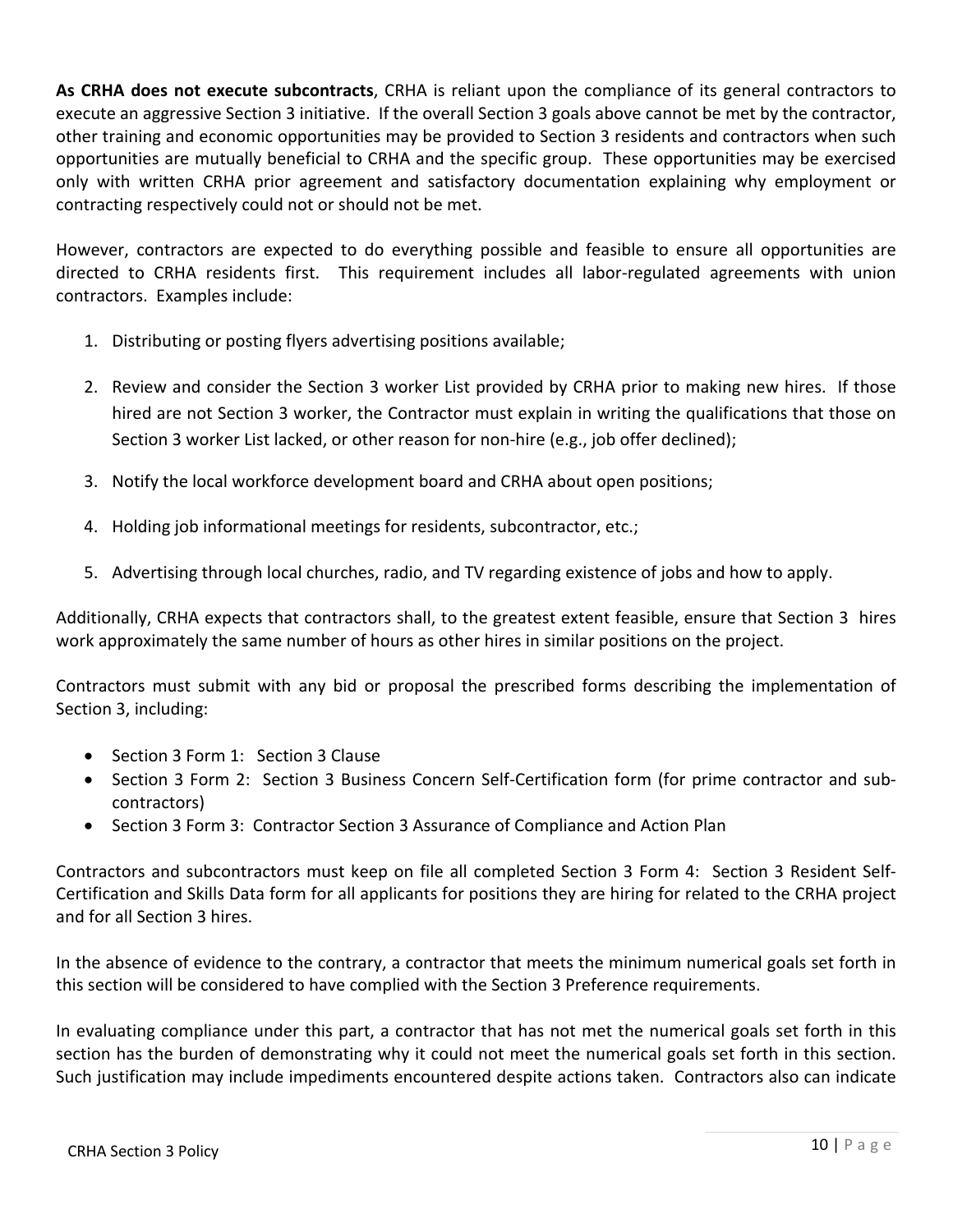**As CRHA does not execute subcontracts**, CRHA is reliant upon the compliance of its general contractors to execute an aggressive Section 3 initiative. If the overall Section 3 goals above cannot be met by the contractor, other training and economic opportunities may be provided to Section 3 residents and contractors when such opportunities are mutually beneficial to CRHA and the specific group. These opportunities may be exercised only with written CRHA prior agreement and satisfactory documentation explaining why employment or contracting respectively could not or should not be met.

However, contractors are expected to do everything possible and feasible to ensure all opportunities are directed to CRHA residents first. This requirement includes all labor-regulated agreements with union contractors. Examples include:

1. Distributing or posting flyers advertising positions available;
2. Review and consider the Section 3 worker List provided by CRHA prior to making new hires. If those hired are not Section 3 worker, the Contractor must explain in writing the qualifications that those on Section 3 worker List lacked, or other reason for non-hire (e.g., job offer declined);
3. Notify the local workforce development board and CRHA about open positions;
4. Holding job informational meetings for residents, subcontractor, etc.;
5. Advertising through local churches, radio, and TV regarding existence of jobs and how to apply.

Additionally, CRHA expects that contractors shall, to the greatest extent feasible, ensure that Section 3 hires work approximately the same number of hours as other hires in similar positions on the project.

Contractors must submit with any bid or proposal the prescribed forms describing the implementation of Section 3, including:

- Section 3 Form 1: Section 3 Clause
- Section 3 Form 2: Section 3 Business Concern Self-Certification form (for prime contractor and sub-contractors)
- Section 3 Form 3: Contractor Section 3 Assurance of Compliance and Action Plan

Contractors and subcontractors must keep on file all completed Section 3 Form 4: Section 3 Resident Self-Certification and Skills Data form for all applicants for positions they are hiring for related to the CRHA project and for all Section 3 hires.

In the absence of evidence to the contrary, a contractor that meets the minimum numerical goals set forth in this section will be considered to have complied with the Section 3 Preference requirements.

In evaluating compliance under this part, a contractor that has not met the numerical goals set forth in this section has the burden of demonstrating why it could not meet the numerical goals set forth in this section. Such justification may include impediments encountered despite actions taken. Contractors also can indicate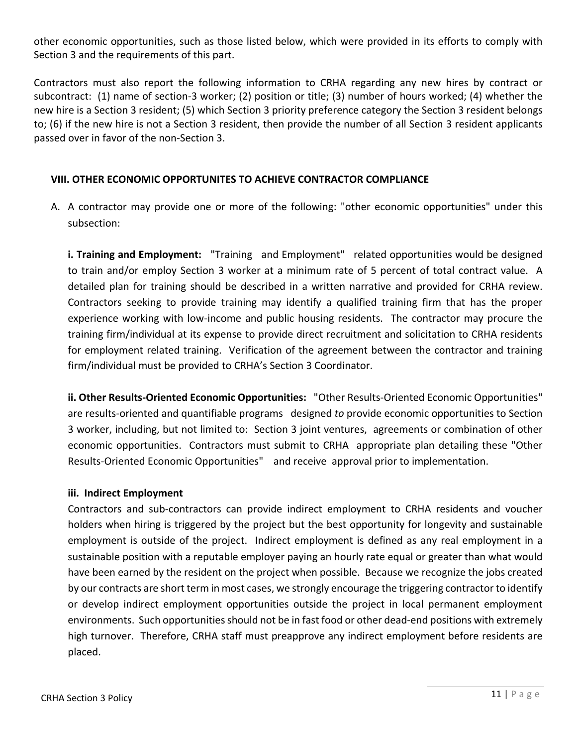other economic opportunities, such as those listed below, which were provided in its efforts to comply with Section 3 and the requirements of this part.

Contractors must also report the following information to CRHA regarding any new hires by contract or subcontract: (1) name of section-3 worker; (2) position or title; (3) number of hours worked; (4) whether the new hire is a Section 3 resident; (5) which Section 3 priority preference category the Section 3 resident belongs to; (6) if the new hire is not a Section 3 resident, then provide the number of all Section 3 resident applicants passed over in favor of the non-Section 3.

## VIII. OTHER ECONOMIC OPPORTUNITES TO ACHIEVE CONTRACTOR COMPLIANCE

A. A contractor may provide one or more of the following: "other economic opportunities" under this subsection:

**i. Training and Employment:** "Training and Employment" related opportunities would be designed to train and/or employ Section 3 worker at a minimum rate of 5 percent of total contract value. A detailed plan for training should be described in a written narrative and provided for CRHA review. Contractors seeking to provide training may identify a qualified training firm that has the proper experience working with low-income and public housing residents. The contractor may procure the training firm/individual at its expense to provide direct recruitment and solicitation to CRHA residents for employment related training. Verification of the agreement between the contractor and training firm/individual must be provided to CRHA's Section 3 Coordinator.

**ii. Other Results-Oriented Economic Opportunities:** "Other Results-Oriented Economic Opportunities" are results-oriented and quantifiable programs designed *to* provide economic opportunities to Section 3 worker, including, but not limited to: Section 3 joint ventures, agreements or combination of other economic opportunities. Contractors must submit to CRHA appropriate plan detailing these "Other Results-Oriented Economic Opportunities" and receive approval prior to implementation.

**iii. Indirect Employment**

Contractors and sub-contractors can provide indirect employment to CRHA residents and voucher holders when hiring is triggered by the project but the best opportunity for longevity and sustainable employment is outside of the project. Indirect employment is defined as any real employment in a sustainable position with a reputable employer paying an hourly rate equal or greater than what would have been earned by the resident on the project when possible. Because we recognize the jobs created by our contracts are short term in most cases, we strongly encourage the triggering contractor to identify or develop indirect employment opportunities outside the project in local permanent employment environments. Such opportunities should not be in fast food or other dead-end positions with extremely high turnover. Therefore, CRHA staff must preapprove any indirect employment before residents are placed.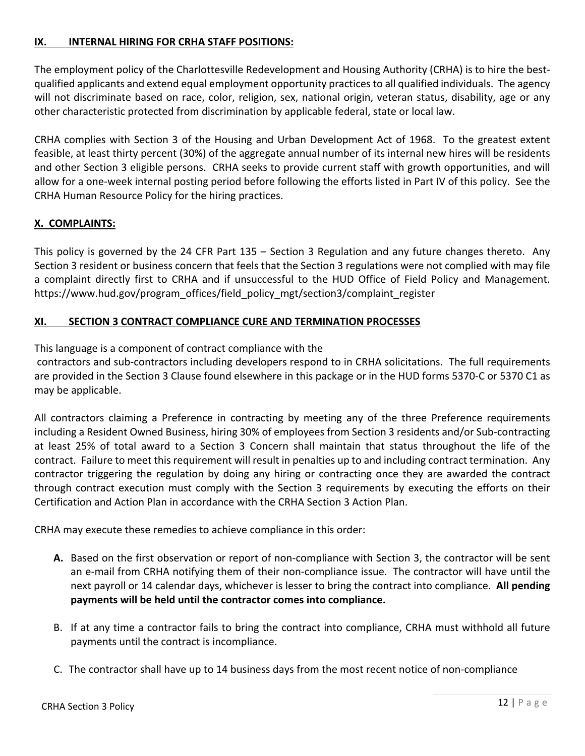## IX. INTERNAL HIRING FOR CRHA STAFF POSITIONS:

The employment policy of the Charlottesville Redevelopment and Housing Authority (CRHA) is to hire the best-qualified applicants and extend equal employment opportunity practices to all qualified individuals. The agency will not discriminate based on race, color, religion, sex, national origin, veteran status, disability, age or any other characteristic protected from discrimination by applicable federal, state or local law.

CRHA complies with Section 3 of the Housing and Urban Development Act of 1968. To the greatest extent feasible, at least thirty percent (30%) of the aggregate annual number of its internal new hires will be residents and other Section 3 eligible persons. CRHA seeks to provide current staff with growth opportunities, and will allow for a one-week internal posting period before following the efforts listed in Part IV of this policy. See the CRHA Human Resource Policy for the hiring practices.

## X. COMPLAINTS:

This policy is governed by the 24 CFR Part 135 – Section 3 Regulation and any future changes thereto. Any Section 3 resident or business concern that feels that the Section 3 regulations were not complied with may file a complaint directly first to CRHA and if unsuccessful to the HUD Office of Field Policy and Management. https://www.hud.gov/program_offices/field_policy_mgt/section3/complaint_register

## XI. SECTION 3 CONTRACT COMPLIANCE CURE AND TERMINATION PROCESSES

This language is a component of contract compliance with the
contractors and sub-contractors including developers respond to in CRHA solicitations. The full requirements are provided in the Section 3 Clause found elsewhere in this package or in the HUD forms 5370-C or 5370 C1 as may be applicable.

All contractors claiming a Preference in contracting by meeting any of the three Preference requirements including a Resident Owned Business, hiring 30% of employees from Section 3 residents and/or Sub-contracting at least 25% of total award to a Section 3 Concern shall maintain that status throughout the life of the contract. Failure to meet this requirement will result in penalties up to and including contract termination. Any contractor triggering the regulation by doing any hiring or contracting once they are awarded the contract through contract execution must comply with the Section 3 requirements by executing the efforts on their Certification and Action Plan in accordance with the CRHA Section 3 Action Plan.

CRHA may execute these remedies to achieve compliance in this order:

**A.** Based on the first observation or report of non-compliance with Section 3, the contractor will be sent an e-mail from CRHA notifying them of their non-compliance issue. The contractor will have until the next payroll or 14 calendar days, whichever is lesser to bring the contract into compliance. **All pending payments will be held until the contractor comes into compliance.**

B. If at any time a contractor fails to bring the contract into compliance, CRHA must withhold all future payments until the contract is incompliance.

C. The contractor shall have up to 14 business days from the most recent notice of non-compliance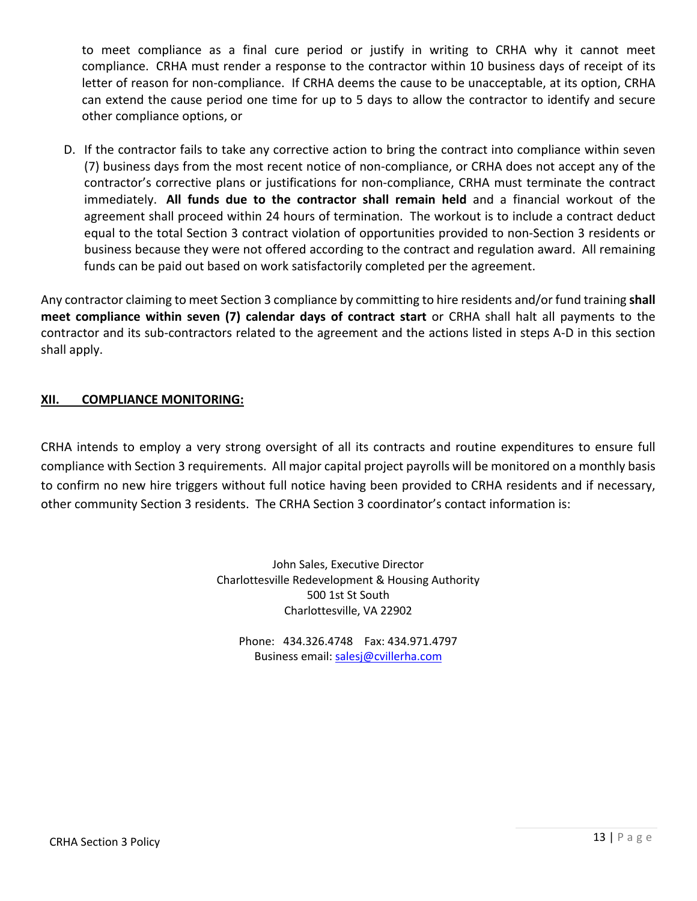to meet compliance as a final cure period or justify in writing to CRHA why it cannot meet compliance. CRHA must render a response to the contractor within 10 business days of receipt of its letter of reason for non-compliance. If CRHA deems the cause to be unacceptable, at its option, CRHA can extend the cause period one time for up to 5 days to allow the contractor to identify and secure other compliance options, or

D. If the contractor fails to take any corrective action to bring the contract into compliance within seven (7) business days from the most recent notice of non-compliance, or CRHA does not accept any of the contractor's corrective plans or justifications for non-compliance, CRHA must terminate the contract immediately. **All funds due to the contractor shall remain held** and a financial workout of the agreement shall proceed within 24 hours of termination. The workout is to include a contract deduct equal to the total Section 3 contract violation of opportunities provided to non-Section 3 residents or business because they were not offered according to the contract and regulation award. All remaining funds can be paid out based on work satisfactorily completed per the agreement.

Any contractor claiming to meet Section 3 compliance by committing to hire residents and/or fund training **shall meet compliance within seven (7) calendar days of contract start** or CRHA shall halt all payments to the contractor and its sub-contractors related to the agreement and the actions listed in steps A-D in this section shall apply.

## XII. COMPLIANCE MONITORING:

CRHA intends to employ a very strong oversight of all its contracts and routine expenditures to ensure full compliance with Section 3 requirements. All major capital project payrolls will be monitored on a monthly basis to confirm no new hire triggers without full notice having been provided to CRHA residents and if necessary, other community Section 3 residents. The CRHA Section 3 coordinator's contact information is:

John Sales, Executive Director
Charlottesville Redevelopment & Housing Authority
500 1st St South
Charlottesville, VA 22902

Phone: 434.326.4748 Fax: 434.971.4797
Business email: salesj@cvillerha.com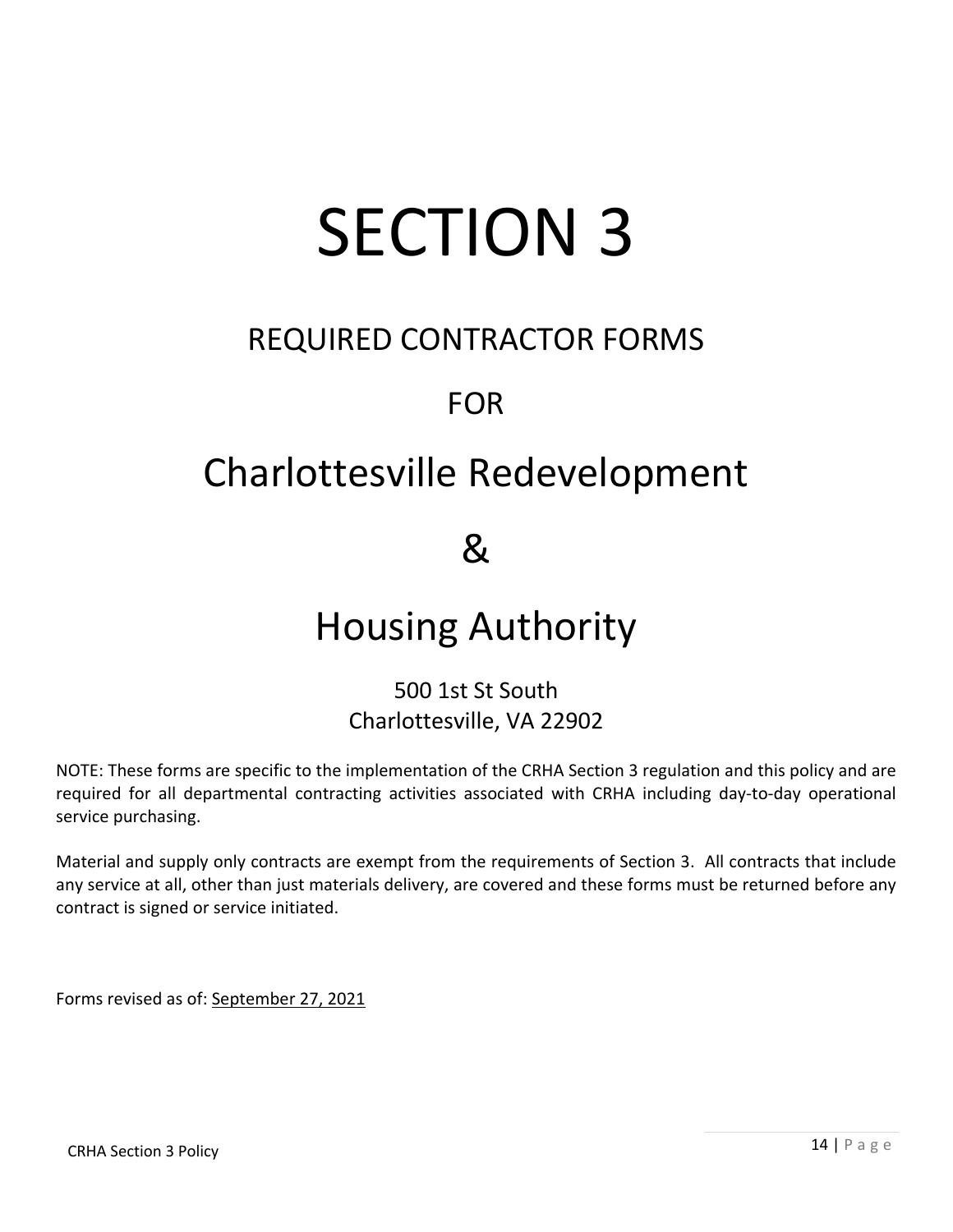# SECTION 3

## REQUIRED CONTRACTOR FORMS

## FOR

## Charlottesville Redevelopment

## &

## Housing Authority

500 1st St South
Charlottesville, VA 22902

NOTE: These forms are specific to the implementation of the CRHA Section 3 regulation and this policy and are required for all departmental contracting activities associated with CRHA including day-to-day operational service purchasing.

Material and supply only contracts are exempt from the requirements of Section 3. All contracts that include any service at all, other than just materials delivery, are covered and these forms must be returned before any contract is signed or service initiated.

Forms revised as of: September 27, 2021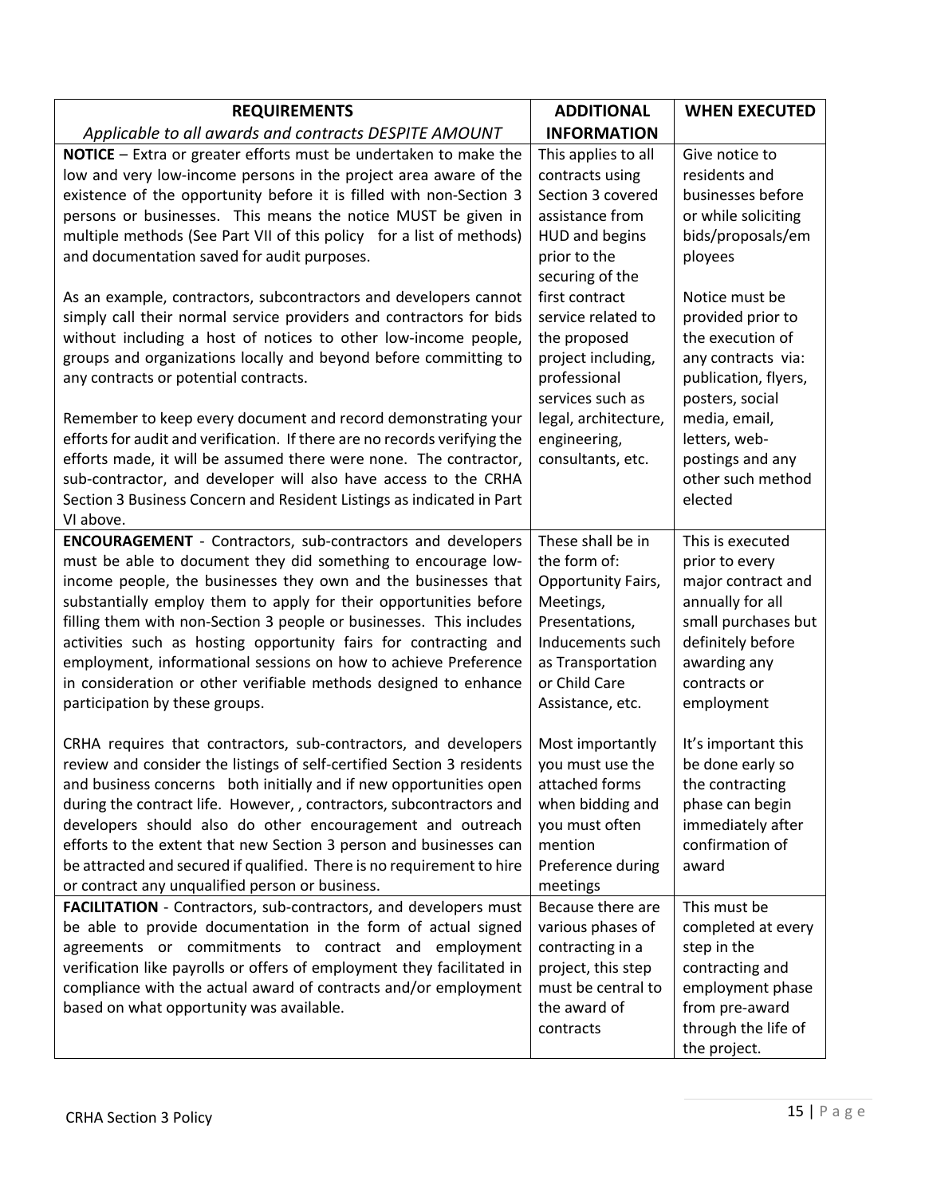| **REQUIREMENTS**<br>*Applicable to all awards and contracts DESPITE AMOUNT* | **ADDITIONAL INFORMATION** | **WHEN EXECUTED** |
|---|---|---|
| **NOTICE** – Extra or greater efforts must be undertaken to make the low and very low-income persons in the project area aware of the existence of the opportunity before it is filled with non-Section 3 persons or businesses. This means the notice MUST be given in multiple methods (See Part VII of this policy for a list of methods) and documentation saved for audit purposes.<br><br>As an example, contractors, subcontractors and developers cannot simply call their normal service providers and contractors for bids without including a host of notices to other low-income people, groups and organizations locally and beyond before committing to any contracts or potential contracts.<br><br>Remember to keep every document and record demonstrating your efforts for audit and verification. If there are no records verifying the efforts made, it will be assumed there were none. The contractor, sub-contractor, and developer will also have access to the CRHA Section 3 Business Concern and Resident Listings as indicated in Part VI above. | This applies to all contracts using Section 3 covered assistance from HUD and begins prior to the securing of the first contract service related to the proposed project including, professional services such as legal, architecture, engineering, consultants, etc. | Give notice to residents and businesses before or while soliciting bids/proposals/employees<br><br>Notice must be provided prior to the execution of any contracts via: publication, flyers, posters, social media, email, letters, web-postings and any other such method elected |
| **ENCOURAGEMENT** - Contractors, sub-contractors and developers must be able to document they did something to encourage low-income people, the businesses they own and the businesses that substantially employ them to apply for their opportunities before filling them with non-Section 3 people or businesses. This includes activities such as hosting opportunity fairs for contracting and employment, informational sessions on how to achieve Preference in consideration or other verifiable methods designed to enhance participation by these groups.<br><br>CRHA requires that contractors, sub-contractors, and developers review and consider the listings of self-certified Section 3 residents and business concerns both initially and if new opportunities open during the contract life. However, , contractors, subcontractors and developers should also do other encouragement and outreach efforts to the extent that new Section 3 person and businesses can be attracted and secured if qualified. There is no requirement to hire or contract any unqualified person or business. | These shall be in the form of: Opportunity Fairs, Meetings, Presentations, Inducements such as Transportation or Child Care Assistance, etc.<br><br>Most importantly you must use the attached forms when bidding and you must often mention Preference during meetings | This is executed prior to every major contract and annually for all small purchases but definitely before awarding any contracts or employment<br><br>It's important this be done early so the contracting phase can begin immediately after confirmation of award |
| **FACILITATION** - Contractors, sub-contractors, and developers must be able to provide documentation in the form of actual signed agreements or commitments to contract and employment verification like payrolls or offers of employment they facilitated in compliance with the actual award of contracts and/or employment based on what opportunity was available. | Because there are various phases of contracting in a project, this step must be central to the award of contracts | This must be completed at every step in the contracting and employment phase from pre-award through the life of the project. |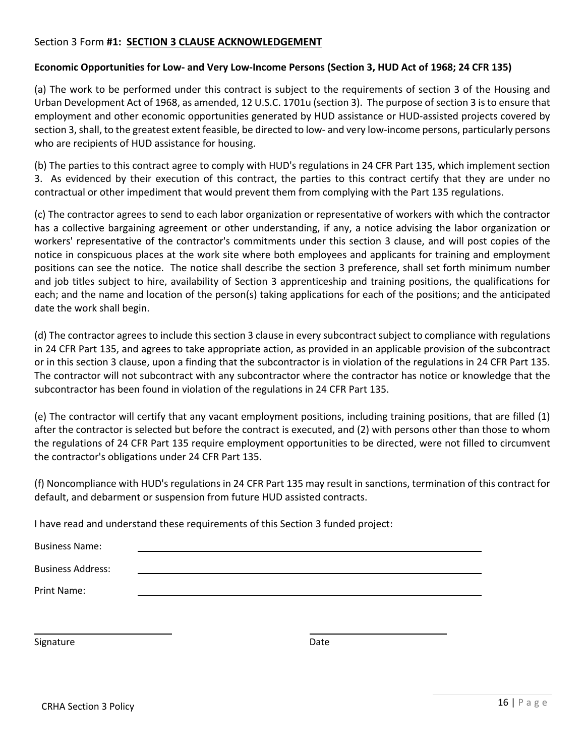Section 3 Form **#1: <u>SECTION 3 CLAUSE ACKNOWLEDGEMENT</u>**

**Economic Opportunities for Low- and Very Low-Income Persons (Section 3, HUD Act of 1968; 24 CFR 135)**

(a) The work to be performed under this contract is subject to the requirements of section 3 of the Housing and Urban Development Act of 1968, as amended, 12 U.S.C. 1701u (section 3). The purpose of section 3 is to ensure that employment and other economic opportunities generated by HUD assistance or HUD-assisted projects covered by section 3, shall, to the greatest extent feasible, be directed to low- and very low-income persons, particularly persons who are recipients of HUD assistance for housing.

(b) The parties to this contract agree to comply with HUD's regulations in 24 CFR Part 135, which implement section 3. As evidenced by their execution of this contract, the parties to this contract certify that they are under no contractual or other impediment that would prevent them from complying with the Part 135 regulations.

(c) The contractor agrees to send to each labor organization or representative of workers with which the contractor has a collective bargaining agreement or other understanding, if any, a notice advising the labor organization or workers' representative of the contractor's commitments under this section 3 clause, and will post copies of the notice in conspicuous places at the work site where both employees and applicants for training and employment positions can see the notice. The notice shall describe the section 3 preference, shall set forth minimum number and job titles subject to hire, availability of Section 3 apprenticeship and training positions, the qualifications for each; and the name and location of the person(s) taking applications for each of the positions; and the anticipated date the work shall begin.

(d) The contractor agrees to include this section 3 clause in every subcontract subject to compliance with regulations in 24 CFR Part 135, and agrees to take appropriate action, as provided in an applicable provision of the subcontract or in this section 3 clause, upon a finding that the subcontractor is in violation of the regulations in 24 CFR Part 135. The contractor will not subcontract with any subcontractor where the contractor has notice or knowledge that the subcontractor has been found in violation of the regulations in 24 CFR Part 135.

(e) The contractor will certify that any vacant employment positions, including training positions, that are filled (1) after the contractor is selected but before the contract is executed, and (2) with persons other than those to whom the regulations of 24 CFR Part 135 require employment opportunities to be directed, were not filled to circumvent the contractor's obligations under 24 CFR Part 135.

(f) Noncompliance with HUD's regulations in 24 CFR Part 135 may result in sanctions, termination of this contract for default, and debarment or suspension from future HUD assisted contracts.

I have read and understand these requirements of this Section 3 funded project:

Business Name: ______________________________________________

Business Address: ______________________________________________

Print Name: ______________________________________________

______________________________ ______________________________

Signature Date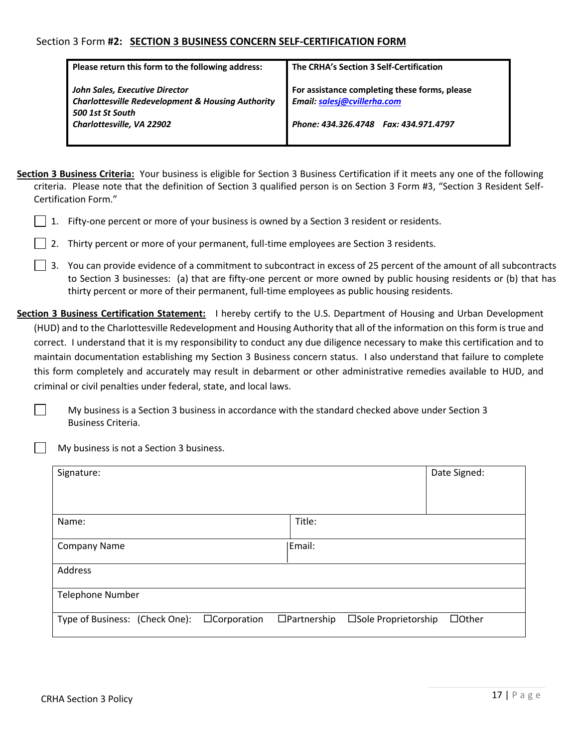Section 3 Form **#2: SECTION 3 BUSINESS CONCERN SELF-CERTIFICATION FORM**

| **Please return this form to the following address:** | **The CRHA's Section 3 Self-Certification** |
|---|---|
| ***John Sales, Executive Director*** <br> ***Charlottesville Redevelopment & Housing Authority*** <br> ***500 1st St South*** <br> ***Charlottesville, VA 22902*** | **For assistance completing these forms, please** <br> ***Email: salesj@cvillerha.com*** <br><br> ***Phone: 434.326.4748 Fax: 434.971.4797*** |

**Section 3 Business Criteria:** Your business is eligible for Section 3 Business Certification if it meets any one of the following criteria. Please note that the definition of Section 3 qualified person is on Section 3 Form #3, "Section 3 Resident Self-Certification Form."

☐ 1. Fifty-one percent or more of your business is owned by a Section 3 resident or residents.

☐ 2. Thirty percent or more of your permanent, full-time employees are Section 3 residents.

☐ 3. You can provide evidence of a commitment to subcontract in excess of 25 percent of the amount of all subcontracts to Section 3 businesses: (a) that are fifty-one percent or more owned by public housing residents or (b) that has thirty percent or more of their permanent, full-time employees as public housing residents.

**Section 3 Business Certification Statement:** I hereby certify to the U.S. Department of Housing and Urban Development (HUD) and to the Charlottesville Redevelopment and Housing Authority that all of the information on this form is true and correct. I understand that it is my responsibility to conduct any due diligence necessary to make this certification and to maintain documentation establishing my Section 3 Business concern status. I also understand that failure to complete this form completely and accurately may result in debarment or other administrative remedies available to HUD, and criminal or civil penalties under federal, state, and local laws.

☐ My business is a Section 3 business in accordance with the standard checked above under Section 3 Business Criteria.

☐ My business is not a Section 3 business.

| Signature: | | Date Signed: |
|---|---|---|
| Name: | Title: | |
| Company Name | Email: | |
| Address | | |
| Telephone Number | | |
| Type of Business: (Check One): ☐Corporation ☐Partnership ☐Sole Proprietorship ☐Other | | |

CRHA Section 3 Policy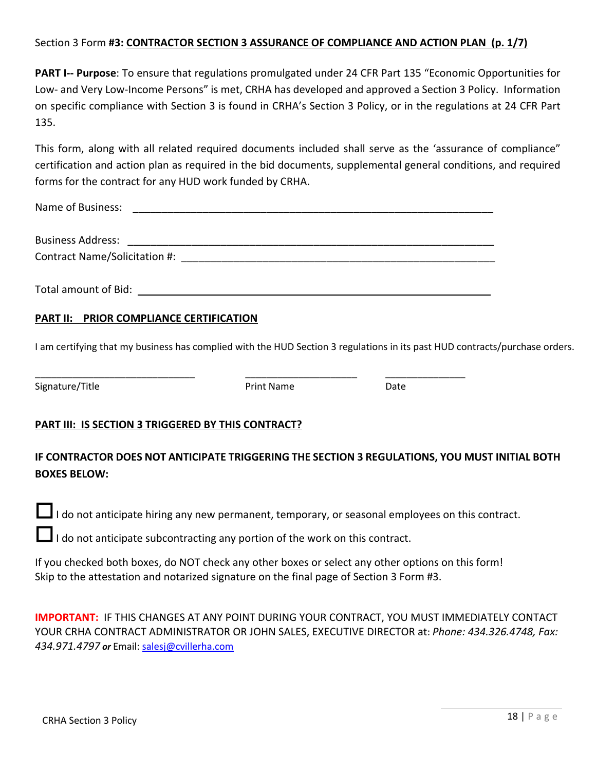Section 3 Form **#3: <u>CONTRACTOR SECTION 3 ASSURANCE OF COMPLIANCE AND ACTION PLAN (p. 1/7)</u>**

**PART I-- Purpose**: To ensure that regulations promulgated under 24 CFR Part 135 "Economic Opportunities for Low- and Very Low-Income Persons" is met, CRHA has developed and approved a Section 3 Policy. Information on specific compliance with Section 3 is found in CRHA's Section 3 Policy, or in the regulations at 24 CFR Part 135.

This form, along with all related required documents included shall serve as the 'assurance of compliance" certification and action plan as required in the bid documents, supplemental general conditions, and required forms for the contract for any HUD work funded by CRHA.

Name of Business: ___________________________________________________________________

Business Address: ___________________________________________________________________

Contract Name/Solicitation #: _________________________________________________________

Total amount of Bid: _________________________________________________________________

## PART II: PRIOR COMPLIANCE CERTIFICATION

I am certifying that my business has complied with the HUD Section 3 regulations in its past HUD contracts/purchase orders.

_____________________________ &nbsp;&nbsp;&nbsp; ____________________ &nbsp;&nbsp;&nbsp; _______________

Signature/Title &nbsp;&nbsp;&nbsp; Print Name &nbsp;&nbsp;&nbsp; Date

## PART III: IS SECTION 3 TRIGGERED BY THIS CONTRACT?

**IF CONTRACTOR DOES NOT ANTICIPATE TRIGGERING THE SECTION 3 REGULATIONS, YOU MUST INITIAL BOTH BOXES BELOW:**

☐ I do not anticipate hiring any new permanent, temporary, or seasonal employees on this contract.

☐ I do not anticipate subcontracting any portion of the work on this contract.

If you checked both boxes, do NOT check any other boxes or select any other options on this form!
Skip to the attestation and notarized signature on the final page of Section 3 Form #3.

**IMPORTANT:** IF THIS CHANGES AT ANY POINT DURING YOUR CONTRACT, YOU MUST IMMEDIATELY CONTACT YOUR CRHA CONTRACT ADMINISTRATOR OR JOHN SALES, EXECUTIVE DIRECTOR at: *Phone: 434.326.4748, Fax: 434.971.4797* ***or*** Email: salesj@cvillerha.com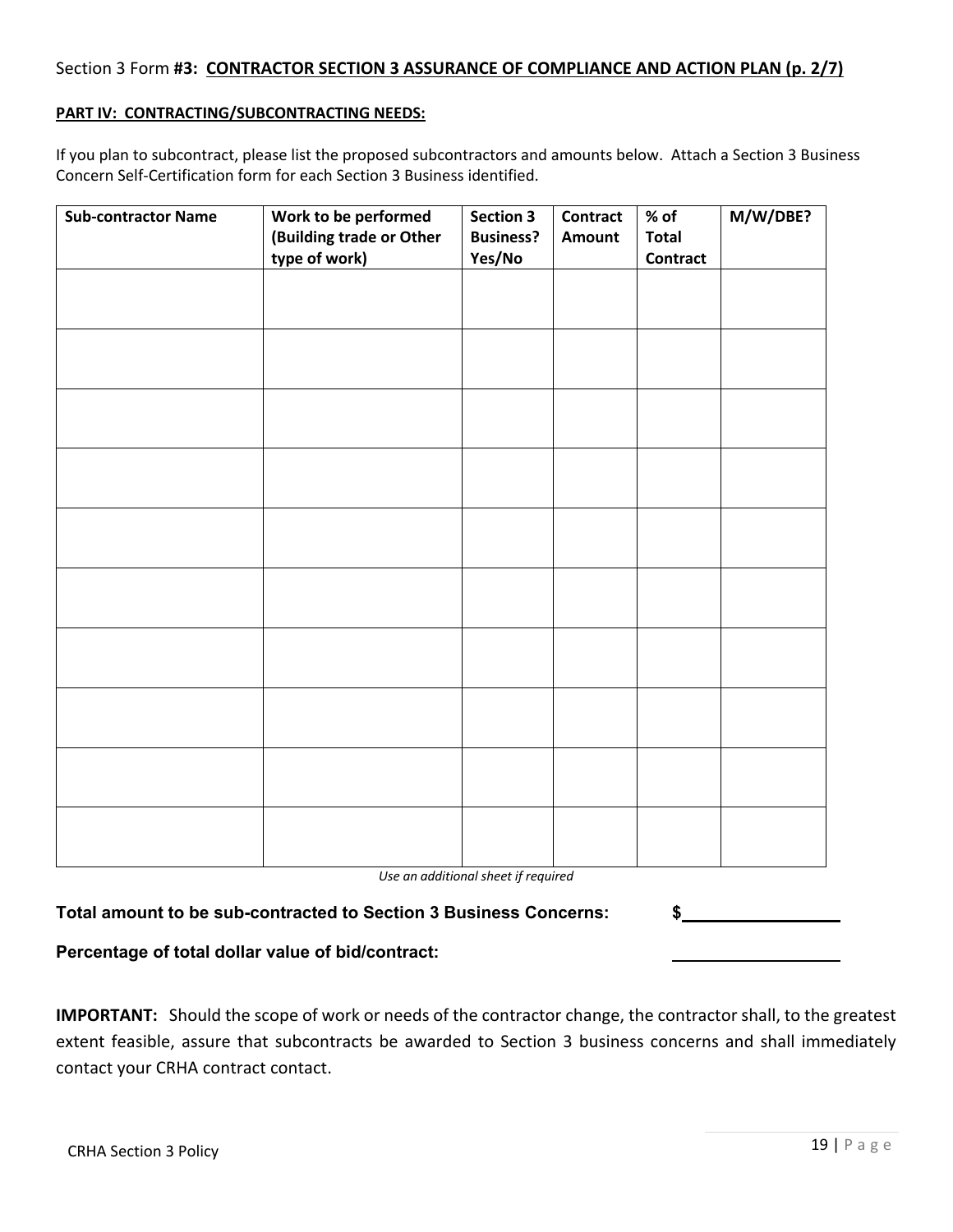Section 3 Form **#3: CONTRACTOR SECTION 3 ASSURANCE OF COMPLIANCE AND ACTION PLAN (p. 2/7)**

**PART IV: CONTRACTING/SUBCONTRACTING NEEDS:**

If you plan to subcontract, please list the proposed subcontractors and amounts below. Attach a Section 3 Business Concern Self-Certification form for each Section 3 Business identified.

| Sub-contractor Name | Work to be performed (Building trade or Other type of work) | Section 3 Business? Yes/No | Contract Amount | % of Total Contract | M/W/DBE? |
|---|---|---|---|---|---|
| | | | | | |
| | | | | | |
| | | | | | |
| | | | | | |
| | | | | | |
| | | | | | |
| | | | | | |
| | | | | | |
| | | | | | |
| | | | | | |

*Use an additional sheet if required*

**Total amount to be sub-contracted to Section 3 Business Concerns:** $________________

**Percentage of total dollar value of bid/contract:** ________________

**IMPORTANT:** Should the scope of work or needs of the contractor change, the contractor shall, to the greatest extent feasible, assure that subcontracts be awarded to Section 3 business concerns and shall immediately contact your CRHA contract contact.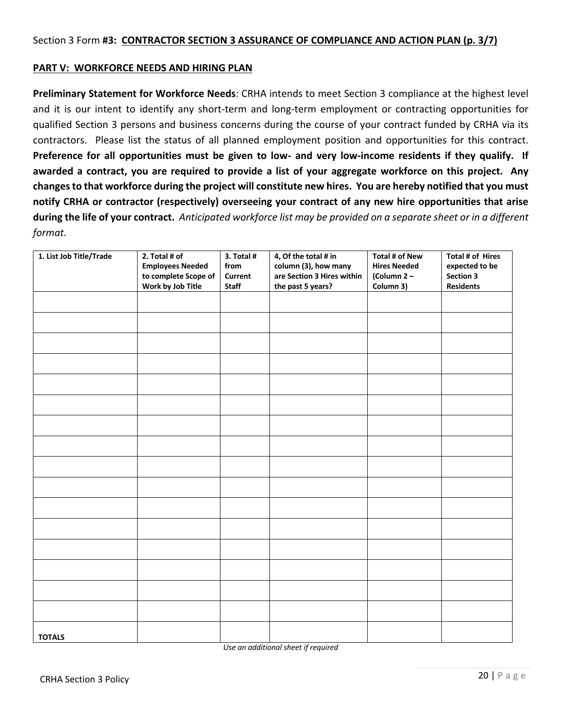Section 3 Form **#3: CONTRACTOR SECTION 3 ASSURANCE OF COMPLIANCE AND ACTION PLAN (p. 3/7)**

## PART V: WORKFORCE NEEDS AND HIRING PLAN

**Preliminary Statement for Workforce Needs**: CRHA intends to meet Section 3 compliance at the highest level and it is our intent to identify any short-term and long-term employment or contracting opportunities for qualified Section 3 persons and business concerns during the course of your contract funded by CRHA via its contractors. Please list the status of all planned employment position and opportunities for this contract. **Preference for all opportunities must be given to low- and very low-income residents if they qualify. If awarded a contract, you are required to provide a list of your aggregate workforce on this project. Any changes to that workforce during the project will constitute new hires. You are hereby notified that you must notify CRHA or contractor (respectively) overseeing your contract of any new hire opportunities that arise during the life of your contract.** *Anticipated workforce list may be provided on a separate sheet or in a different format.*

| 1. List Job Title/Trade | 2. Total # of Employees Needed to complete Scope of Work by Job Title | 3. Total # from Current Staff | 4, Of the total # in column (3), how many are Section 3 Hires within the past 5 years? | Total # of New Hires Needed (Column 2 – Column 3) | Total # of Hires expected to be Section 3 Residents |
|---|---|---|---|---|---|
| | | | | | |
| | | | | | |
| | | | | | |
| | | | | | |
| | | | | | |
| | | | | | |
| | | | | | |
| | | | | | |
| | | | | | |
| | | | | | |
| | | | | | |
| | | | | | |
| | | | | | |
| | | | | | |
| | | | | | |
| | | | | | |
| **TOTALS** | | | | | |

*Use an additional sheet if required*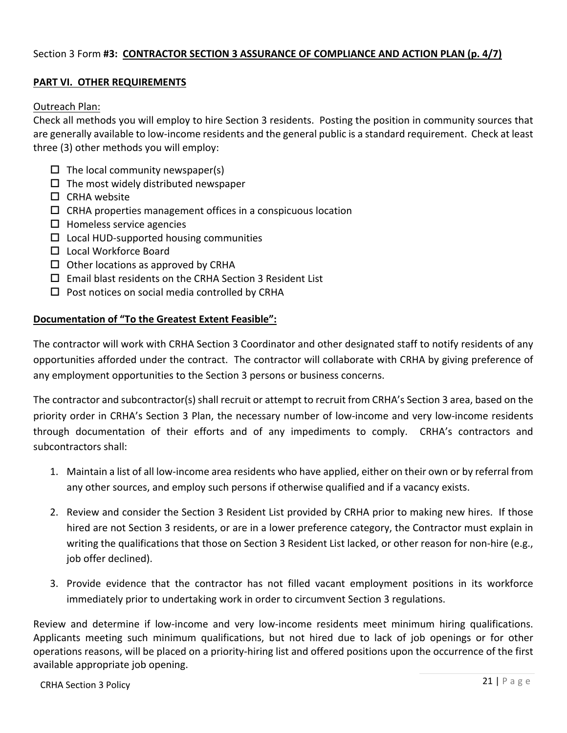Section 3 Form **#3: CONTRACTOR SECTION 3 ASSURANCE OF COMPLIANCE AND ACTION PLAN (p. 4/7)**

## PART VI. OTHER REQUIREMENTS

Outreach Plan:

Check all methods you will employ to hire Section 3 residents. Posting the position in community sources that are generally available to low-income residents and the general public is a standard requirement. Check at least three (3) other methods you will employ:

- ☐ The local community newspaper(s)
- ☐ The most widely distributed newspaper
- ☐ CRHA website
- ☐ CRHA properties management offices in a conspicuous location
- ☐ Homeless service agencies
- ☐ Local HUD-supported housing communities
- ☐ Local Workforce Board
- ☐ Other locations as approved by CRHA
- ☐ Email blast residents on the CRHA Section 3 Resident List
- ☐ Post notices on social media controlled by CRHA

### Documentation of "To the Greatest Extent Feasible":

The contractor will work with CRHA Section 3 Coordinator and other designated staff to notify residents of any opportunities afforded under the contract. The contractor will collaborate with CRHA by giving preference of any employment opportunities to the Section 3 persons or business concerns.

The contractor and subcontractor(s) shall recruit or attempt to recruit from CRHA's Section 3 area, based on the priority order in CRHA's Section 3 Plan, the necessary number of low-income and very low-income residents through documentation of their efforts and of any impediments to comply. CRHA's contractors and subcontractors shall:

1. Maintain a list of all low-income area residents who have applied, either on their own or by referral from any other sources, and employ such persons if otherwise qualified and if a vacancy exists.
2. Review and consider the Section 3 Resident List provided by CRHA prior to making new hires. If those hired are not Section 3 residents, or are in a lower preference category, the Contractor must explain in writing the qualifications that those on Section 3 Resident List lacked, or other reason for non-hire (e.g., job offer declined).
3. Provide evidence that the contractor has not filled vacant employment positions in its workforce immediately prior to undertaking work in order to circumvent Section 3 regulations.

Review and determine if low-income and very low-income residents meet minimum hiring qualifications. Applicants meeting such minimum qualifications, but not hired due to lack of job openings or for other operations reasons, will be placed on a priority-hiring list and offered positions upon the occurrence of the first available appropriate job opening.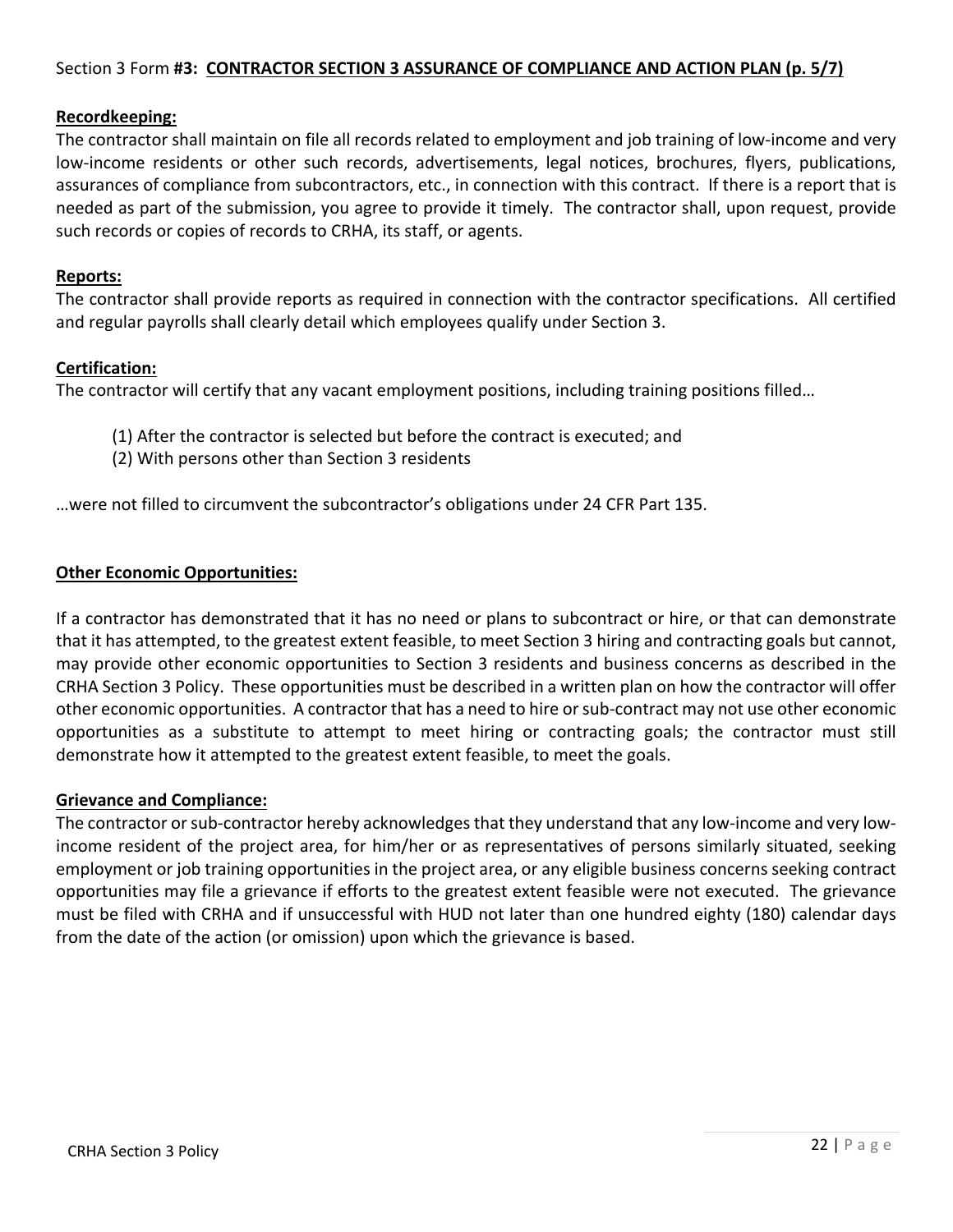Section 3 Form **#3: <u>CONTRACTOR SECTION 3 ASSURANCE OF COMPLIANCE AND ACTION PLAN (p. 5/7)</u>**

**<u>Recordkeeping:</u>**

The contractor shall maintain on file all records related to employment and job training of low-income and very low-income residents or other such records, advertisements, legal notices, brochures, flyers, publications, assurances of compliance from subcontractors, etc., in connection with this contract. If there is a report that is needed as part of the submission, you agree to provide it timely. The contractor shall, upon request, provide such records or copies of records to CRHA, its staff, or agents.

**<u>Reports:</u>**

The contractor shall provide reports as required in connection with the contractor specifications. All certified and regular payrolls shall clearly detail which employees qualify under Section 3.

**<u>Certification:</u>**

The contractor will certify that any vacant employment positions, including training positions filled…

(1) After the contractor is selected but before the contract is executed; and
(2) With persons other than Section 3 residents

…were not filled to circumvent the subcontractor's obligations under 24 CFR Part 135.

**<u>Other Economic Opportunities:</u>**

If a contractor has demonstrated that it has no need or plans to subcontract or hire, or that can demonstrate that it has attempted, to the greatest extent feasible, to meet Section 3 hiring and contracting goals but cannot, may provide other economic opportunities to Section 3 residents and business concerns as described in the CRHA Section 3 Policy. These opportunities must be described in a written plan on how the contractor will offer other economic opportunities. A contractor that has a need to hire or sub-contract may not use other economic opportunities as a substitute to attempt to meet hiring or contracting goals; the contractor must still demonstrate how it attempted to the greatest extent feasible, to meet the goals.

**<u>Grievance and Compliance:</u>**

The contractor or sub-contractor hereby acknowledges that they understand that any low-income and very low-income resident of the project area, for him/her or as representatives of persons similarly situated, seeking employment or job training opportunities in the project area, or any eligible business concerns seeking contract opportunities may file a grievance if efforts to the greatest extent feasible were not executed. The grievance must be filed with CRHA and if unsuccessful with HUD not later than one hundred eighty (180) calendar days from the date of the action (or omission) upon which the grievance is based.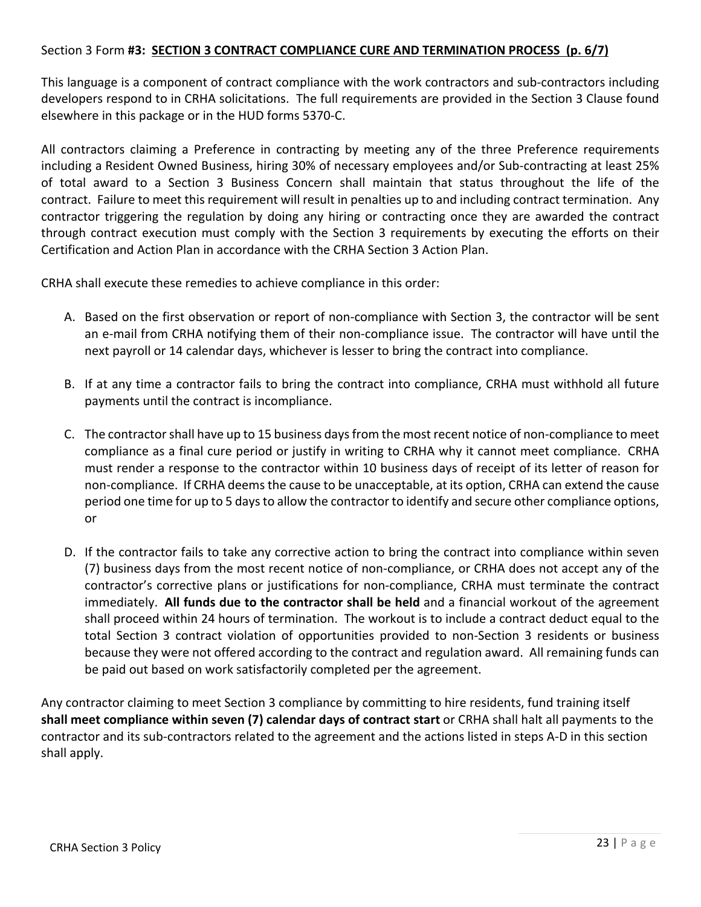Section 3 Form **#3: SECTION 3 CONTRACT COMPLIANCE CURE AND TERMINATION PROCESS (p. 6/7)**

This language is a component of contract compliance with the work contractors and sub-contractors including developers respond to in CRHA solicitations. The full requirements are provided in the Section 3 Clause found elsewhere in this package or in the HUD forms 5370-C.

All contractors claiming a Preference in contracting by meeting any of the three Preference requirements including a Resident Owned Business, hiring 30% of necessary employees and/or Sub-contracting at least 25% of total award to a Section 3 Business Concern shall maintain that status throughout the life of the contract. Failure to meet this requirement will result in penalties up to and including contract termination. Any contractor triggering the regulation by doing any hiring or contracting once they are awarded the contract through contract execution must comply with the Section 3 requirements by executing the efforts on their Certification and Action Plan in accordance with the CRHA Section 3 Action Plan.

CRHA shall execute these remedies to achieve compliance in this order:

A. Based on the first observation or report of non-compliance with Section 3, the contractor will be sent an e-mail from CRHA notifying them of their non-compliance issue. The contractor will have until the next payroll or 14 calendar days, whichever is lesser to bring the contract into compliance.

B. If at any time a contractor fails to bring the contract into compliance, CRHA must withhold all future payments until the contract is incompliance.

C. The contractor shall have up to 15 business days from the most recent notice of non-compliance to meet compliance as a final cure period or justify in writing to CRHA why it cannot meet compliance. CRHA must render a response to the contractor within 10 business days of receipt of its letter of reason for non-compliance. If CRHA deems the cause to be unacceptable, at its option, CRHA can extend the cause period one time for up to 5 days to allow the contractor to identify and secure other compliance options, or

D. If the contractor fails to take any corrective action to bring the contract into compliance within seven (7) business days from the most recent notice of non-compliance, or CRHA does not accept any of the contractor's corrective plans or justifications for non-compliance, CRHA must terminate the contract immediately. **All funds due to the contractor shall be held** and a financial workout of the agreement shall proceed within 24 hours of termination. The workout is to include a contract deduct equal to the total Section 3 contract violation of opportunities provided to non-Section 3 residents or business because they were not offered according to the contract and regulation award. All remaining funds can be paid out based on work satisfactorily completed per the agreement.

Any contractor claiming to meet Section 3 compliance by committing to hire residents, fund training itself **shall meet compliance within seven (7) calendar days of contract start** or CRHA shall halt all payments to the contractor and its sub-contractors related to the agreement and the actions listed in steps A-D in this section shall apply.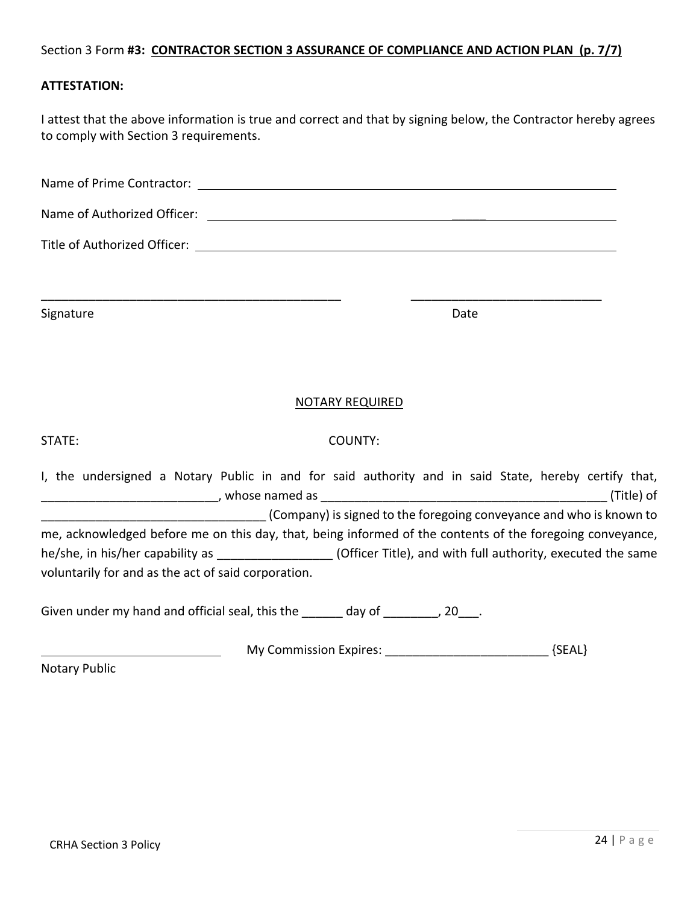Section 3 Form **#3: CONTRACTOR SECTION 3 ASSURANCE OF COMPLIANCE AND ACTION PLAN (p. 7/7)**

**ATTESTATION:**

I attest that the above information is true and correct and that by signing below, the Contractor hereby agrees to comply with Section 3 requirements.

Name of Prime Contractor: ______________________________________________

Name of Authorized Officer: ______________________________________________

Title of Authorized Officer: ______________________________________________

_____________________________________________ ____________________________

Signature Date

NOTARY REQUIRED

STATE: COUNTY:

I, the undersigned a Notary Public in and for said authority and in said State, hereby certify that, _________________________, whose named as ___________________________________________ (Title) of ________________________________ (Company) is signed to the foregoing conveyance and who is known to me, acknowledged before me on this day, that, being informed of the contents of the foregoing conveyance, he/she, in his/her capability as ________________ (Officer Title), and with full authority, executed the same voluntarily for and as the act of said corporation.

Given under my hand and official seal, this the ______ day of ________, 20___.

___________________________ My Commission Expires: ________________________ {SEAL}

Notary Public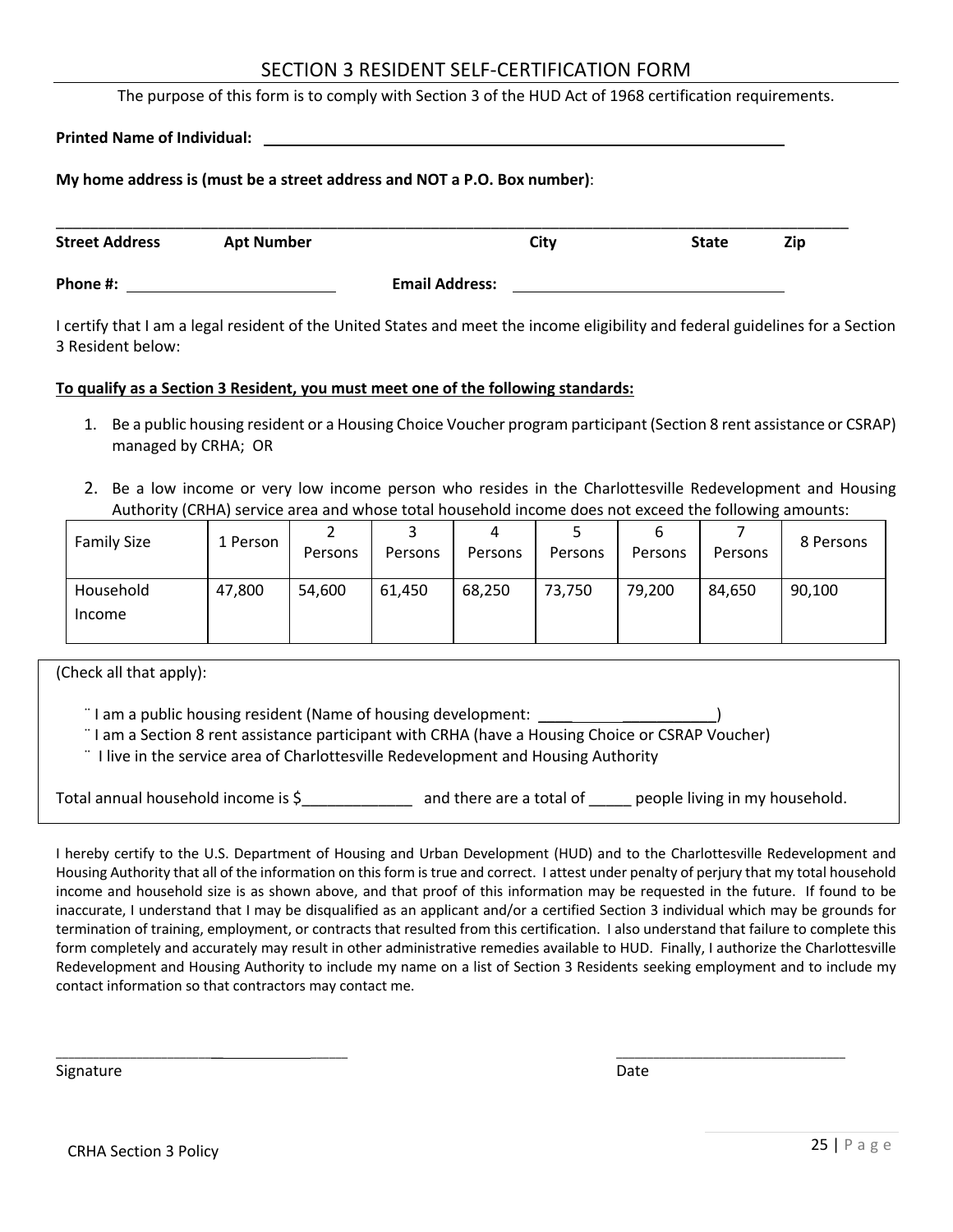# SECTION 3 RESIDENT SELF-CERTIFICATION FORM

The purpose of this form is to comply with Section 3 of the HUD Act of 1968 certification requirements.

**Printed Name of Individual:** ______________________________________________

**My home address is (must be a street address and NOT a P.O. Box number)**:

____________________________________________________________________________

**Street Address** **Apt Number** **City** **State** **Zip**

**Phone #:** ____________________ **Email Address:** __________________________

I certify that I am a legal resident of the United States and meet the income eligibility and federal guidelines for a Section 3 Resident below:

**To qualify as a Section 3 Resident, you must meet one of the following standards:**

1. Be a public housing resident or a Housing Choice Voucher program participant (Section 8 rent assistance or CSRAP) managed by CRHA; OR

2. Be a low income or very low income person who resides in the Charlottesville Redevelopment and Housing Authority (CRHA) service area and whose total household income does not exceed the following amounts:

| Family Size | 1 Person | 2 Persons | 3 Persons | 4 Persons | 5 Persons | 6 Persons | 7 Persons | 8 Persons |
|---|---|---|---|---|---|---|---|---|
| Household Income | 47,800 | 54,600 | 61,450 | 68,250 | 73,750 | 79,200 | 84,650 | 90,100 |

(Check all that apply):

- ¨ I am a public housing resident (Name of housing development: ____________________)
- ¨ I am a Section 8 rent assistance participant with CRHA (have a Housing Choice or CSRAP Voucher)
- ¨ I live in the service area of Charlottesville Redevelopment and Housing Authority

Total annual household income is $_____________ and there are a total of _____ people living in my household.

I hereby certify to the U.S. Department of Housing and Urban Development (HUD) and to the Charlottesville Redevelopment and Housing Authority that all of the information on this form is true and correct. I attest under penalty of perjury that my total household income and household size is as shown above, and that proof of this information may be requested in the future. If found to be inaccurate, I understand that I may be disqualified as an applicant and/or a certified Section 3 individual which may be grounds for termination of training, employment, or contracts that resulted from this certification. I also understand that failure to complete this form completely and accurately may result in other administrative remedies available to HUD. Finally, I authorize the Charlottesville Redevelopment and Housing Authority to include my name on a list of Section 3 Residents seeking employment and to include my contact information so that contractors may contact me.

______________________________ ______________________________

Signature Date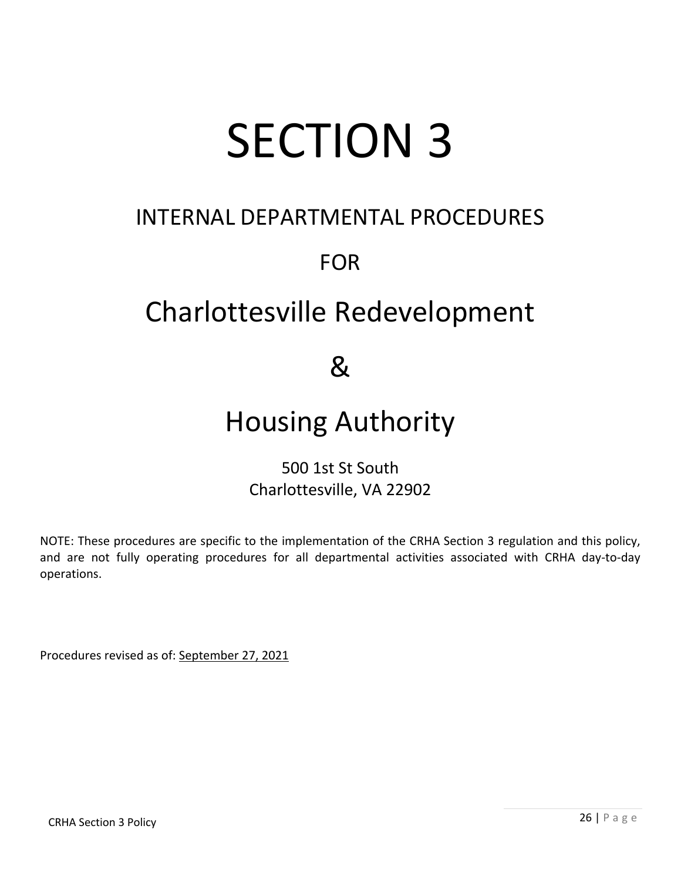# SECTION 3

## INTERNAL DEPARTMENTAL PROCEDURES

## FOR

## Charlottesville Redevelopment

## &

## Housing Authority

500 1st St South
Charlottesville, VA 22902

NOTE: These procedures are specific to the implementation of the CRHA Section 3 regulation and this policy, and are not fully operating procedures for all departmental activities associated with CRHA day-to-day operations.

Procedures revised as of: September 27, 2021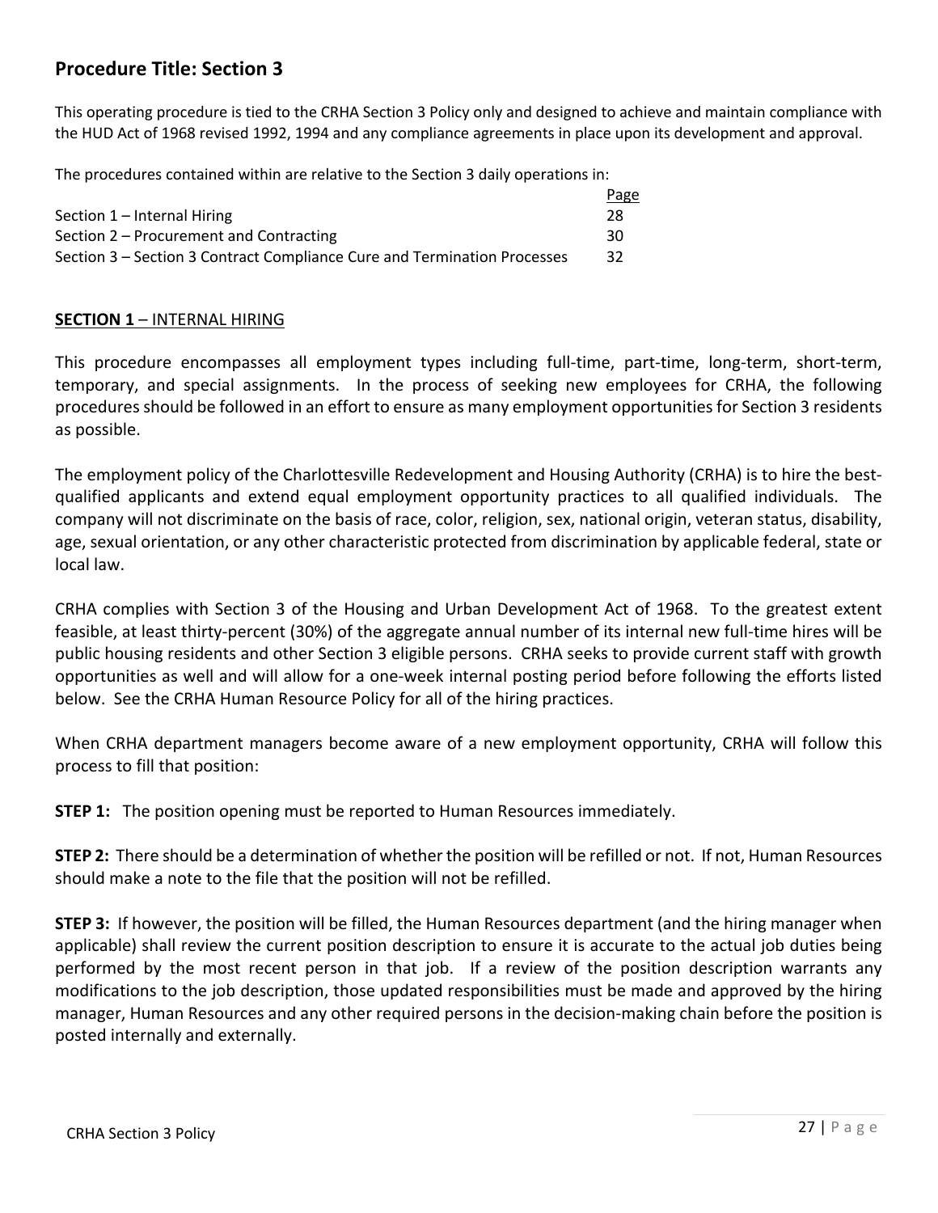## Procedure Title: Section 3

This operating procedure is tied to the CRHA Section 3 Policy only and designed to achieve and maintain compliance with the HUD Act of 1968 revised 1992, 1994 and any compliance agreements in place upon its development and approval.

The procedures contained within are relative to the Section 3 daily operations in:

| | Page |
|---|---|
| Section 1 – Internal Hiring | 28 |
| Section 2 – Procurement and Contracting | 30 |
| Section 3 – Section 3 Contract Compliance Cure and Termination Processes | 32 |

### SECTION 1 – INTERNAL HIRING

This procedure encompasses all employment types including full-time, part-time, long-term, short-term, temporary, and special assignments. In the process of seeking new employees for CRHA, the following procedures should be followed in an effort to ensure as many employment opportunities for Section 3 residents as possible.

The employment policy of the Charlottesville Redevelopment and Housing Authority (CRHA) is to hire the best-qualified applicants and extend equal employment opportunity practices to all qualified individuals. The company will not discriminate on the basis of race, color, religion, sex, national origin, veteran status, disability, age, sexual orientation, or any other characteristic protected from discrimination by applicable federal, state or local law.

CRHA complies with Section 3 of the Housing and Urban Development Act of 1968. To the greatest extent feasible, at least thirty-percent (30%) of the aggregate annual number of its internal new full-time hires will be public housing residents and other Section 3 eligible persons. CRHA seeks to provide current staff with growth opportunities as well and will allow for a one-week internal posting period before following the efforts listed below. See the CRHA Human Resource Policy for all of the hiring practices.

When CRHA department managers become aware of a new employment opportunity, CRHA will follow this process to fill that position:

**STEP 1:** The position opening must be reported to Human Resources immediately.

**STEP 2:** There should be a determination of whether the position will be refilled or not. If not, Human Resources should make a note to the file that the position will not be refilled.

**STEP 3:** If however, the position will be filled, the Human Resources department (and the hiring manager when applicable) shall review the current position description to ensure it is accurate to the actual job duties being performed by the most recent person in that job. If a review of the position description warrants any modifications to the job description, those updated responsibilities must be made and approved by the hiring manager, Human Resources and any other required persons in the decision-making chain before the position is posted internally and externally.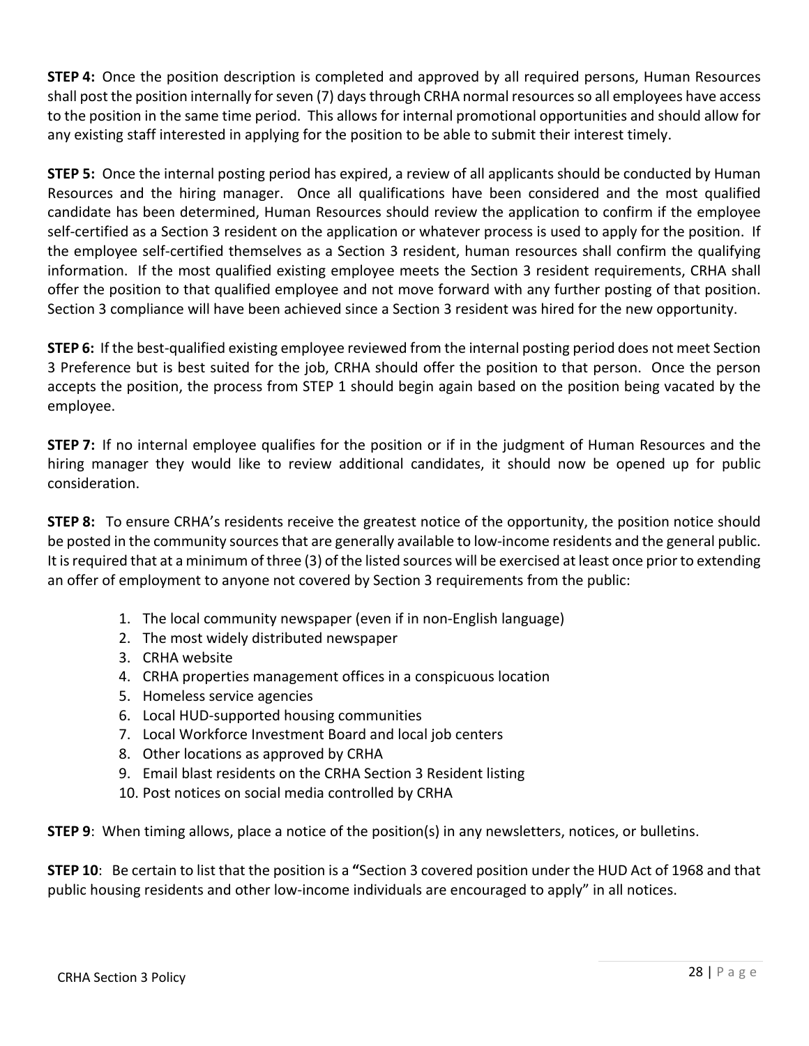**STEP 4:** Once the position description is completed and approved by all required persons, Human Resources shall post the position internally for seven (7) days through CRHA normal resources so all employees have access to the position in the same time period. This allows for internal promotional opportunities and should allow for any existing staff interested in applying for the position to be able to submit their interest timely.

**STEP 5:** Once the internal posting period has expired, a review of all applicants should be conducted by Human Resources and the hiring manager. Once all qualifications have been considered and the most qualified candidate has been determined, Human Resources should review the application to confirm if the employee self-certified as a Section 3 resident on the application or whatever process is used to apply for the position. If the employee self-certified themselves as a Section 3 resident, human resources shall confirm the qualifying information. If the most qualified existing employee meets the Section 3 resident requirements, CRHA shall offer the position to that qualified employee and not move forward with any further posting of that position. Section 3 compliance will have been achieved since a Section 3 resident was hired for the new opportunity.

**STEP 6:** If the best-qualified existing employee reviewed from the internal posting period does not meet Section 3 Preference but is best suited for the job, CRHA should offer the position to that person. Once the person accepts the position, the process from STEP 1 should begin again based on the position being vacated by the employee.

**STEP 7:** If no internal employee qualifies for the position or if in the judgment of Human Resources and the hiring manager they would like to review additional candidates, it should now be opened up for public consideration.

**STEP 8:** To ensure CRHA's residents receive the greatest notice of the opportunity, the position notice should be posted in the community sources that are generally available to low-income residents and the general public. It is required that at a minimum of three (3) of the listed sources will be exercised at least once prior to extending an offer of employment to anyone not covered by Section 3 requirements from the public:

1. The local community newspaper (even if in non-English language)
2. The most widely distributed newspaper
3. CRHA website
4. CRHA properties management offices in a conspicuous location
5. Homeless service agencies
6. Local HUD-supported housing communities
7. Local Workforce Investment Board and local job centers
8. Other locations as approved by CRHA
9. Email blast residents on the CRHA Section 3 Resident listing
10. Post notices on social media controlled by CRHA

**STEP 9**: When timing allows, place a notice of the position(s) in any newsletters, notices, or bulletins.

**STEP 10**: Be certain to list that the position is a **"**Section 3 covered position under the HUD Act of 1968 and that public housing residents and other low-income individuals are encouraged to apply" in all notices.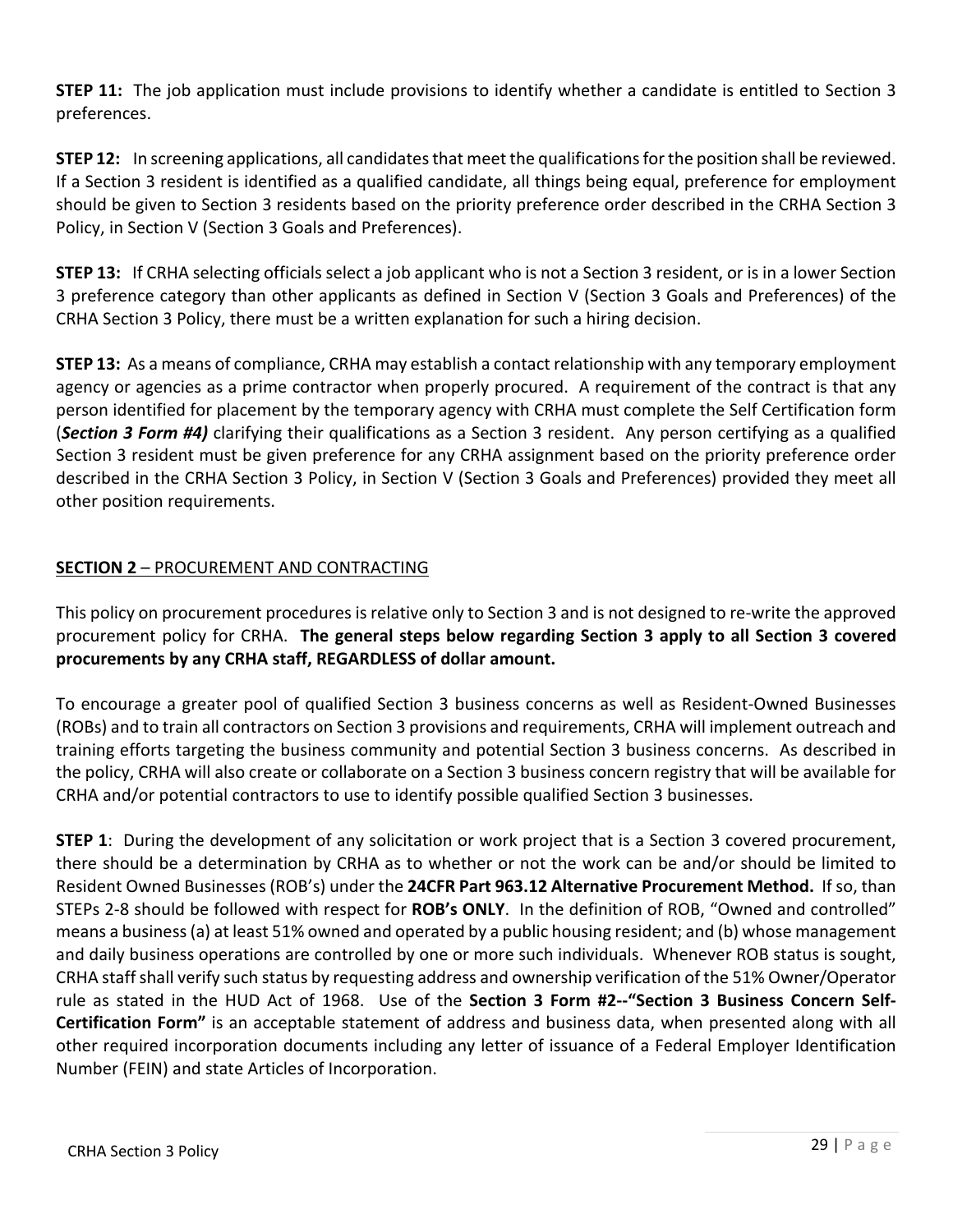**STEP 11:** The job application must include provisions to identify whether a candidate is entitled to Section 3 preferences.

**STEP 12:** In screening applications, all candidates that meet the qualifications for the position shall be reviewed. If a Section 3 resident is identified as a qualified candidate, all things being equal, preference for employment should be given to Section 3 residents based on the priority preference order described in the CRHA Section 3 Policy, in Section V (Section 3 Goals and Preferences).

**STEP 13:** If CRHA selecting officials select a job applicant who is not a Section 3 resident, or is in a lower Section 3 preference category than other applicants as defined in Section V (Section 3 Goals and Preferences) of the CRHA Section 3 Policy, there must be a written explanation for such a hiring decision.

**STEP 13:** As a means of compliance, CRHA may establish a contact relationship with any temporary employment agency or agencies as a prime contractor when properly procured. A requirement of the contract is that any person identified for placement by the temporary agency with CRHA must complete the Self Certification form (***Section 3 Form #4)*** clarifying their qualifications as a Section 3 resident. Any person certifying as a qualified Section 3 resident must be given preference for any CRHA assignment based on the priority preference order described in the CRHA Section 3 Policy, in Section V (Section 3 Goals and Preferences) provided they meet all other position requirements.

## **SECTION 2** – PROCUREMENT AND CONTRACTING

This policy on procurement procedures is relative only to Section 3 and is not designed to re-write the approved procurement policy for CRHA. **The general steps below regarding Section 3 apply to all Section 3 covered procurements by any CRHA staff, REGARDLESS of dollar amount.**

To encourage a greater pool of qualified Section 3 business concerns as well as Resident-Owned Businesses (ROBs) and to train all contractors on Section 3 provisions and requirements, CRHA will implement outreach and training efforts targeting the business community and potential Section 3 business concerns. As described in the policy, CRHA will also create or collaborate on a Section 3 business concern registry that will be available for CRHA and/or potential contractors to use to identify possible qualified Section 3 businesses.

**STEP 1**: During the development of any solicitation or work project that is a Section 3 covered procurement, there should be a determination by CRHA as to whether or not the work can be and/or should be limited to Resident Owned Businesses (ROB's) under the **24CFR Part 963.12 Alternative Procurement Method.** If so, than STEPs 2-8 should be followed with respect for **ROB's ONLY**. In the definition of ROB, "Owned and controlled" means a business (a) at least 51% owned and operated by a public housing resident; and (b) whose management and daily business operations are controlled by one or more such individuals. Whenever ROB status is sought, CRHA staff shall verify such status by requesting address and ownership verification of the 51% Owner/Operator rule as stated in the HUD Act of 1968. Use of the **Section 3 Form #2--"Section 3 Business Concern Self-Certification Form"** is an acceptable statement of address and business data, when presented along with all other required incorporation documents including any letter of issuance of a Federal Employer Identification Number (FEIN) and state Articles of Incorporation.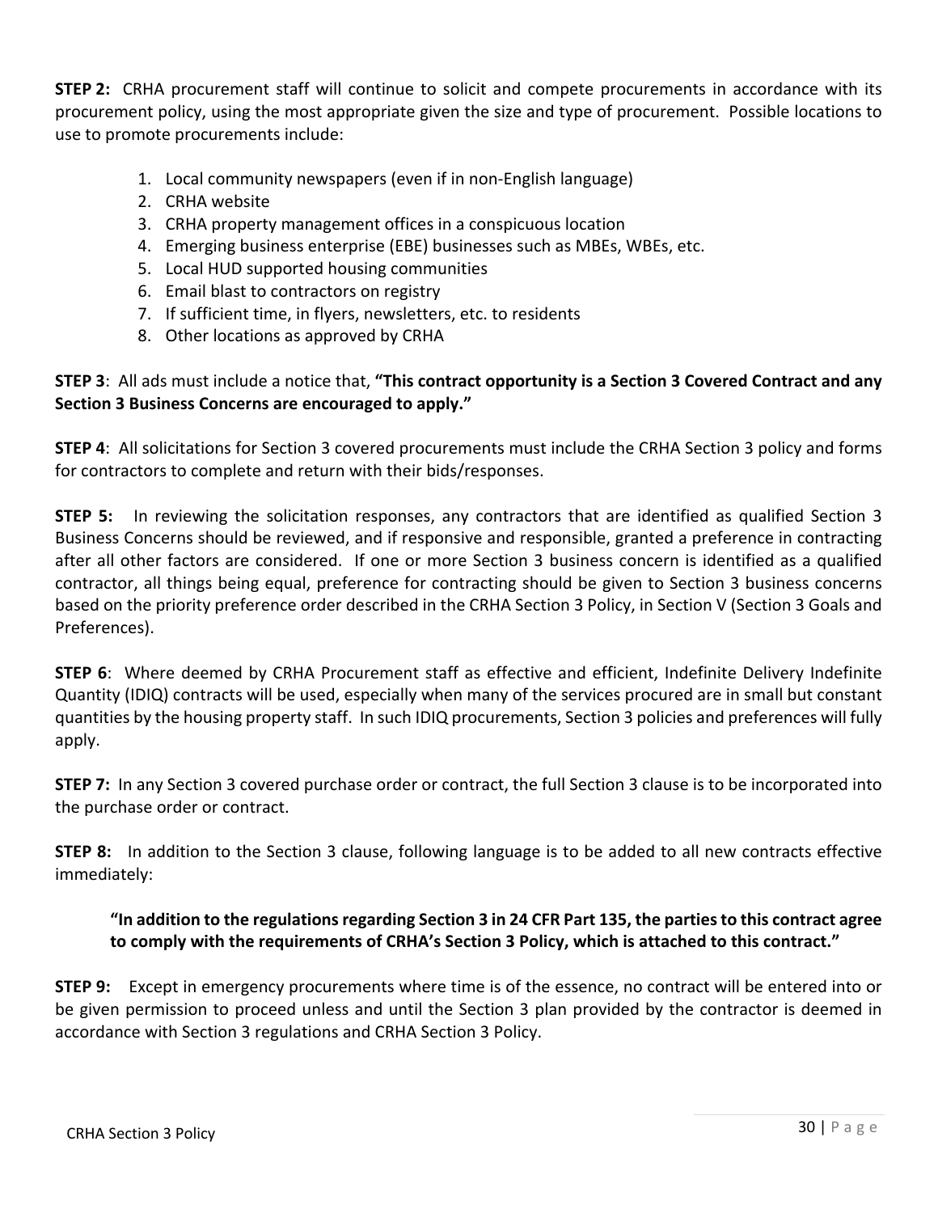**STEP 2:** CRHA procurement staff will continue to solicit and compete procurements in accordance with its procurement policy, using the most appropriate given the size and type of procurement. Possible locations to use to promote procurements include:

1. Local community newspapers (even if in non-English language)
2. CRHA website
3. CRHA property management offices in a conspicuous location
4. Emerging business enterprise (EBE) businesses such as MBEs, WBEs, etc.
5. Local HUD supported housing communities
6. Email blast to contractors on registry
7. If sufficient time, in flyers, newsletters, etc. to residents
8. Other locations as approved by CRHA

**STEP 3**: All ads must include a notice that, **"This contract opportunity is a Section 3 Covered Contract and any Section 3 Business Concerns are encouraged to apply."**

**STEP 4**: All solicitations for Section 3 covered procurements must include the CRHA Section 3 policy and forms for contractors to complete and return with their bids/responses.

**STEP 5:** In reviewing the solicitation responses, any contractors that are identified as qualified Section 3 Business Concerns should be reviewed, and if responsive and responsible, granted a preference in contracting after all other factors are considered. If one or more Section 3 business concern is identified as a qualified contractor, all things being equal, preference for contracting should be given to Section 3 business concerns based on the priority preference order described in the CRHA Section 3 Policy, in Section V (Section 3 Goals and Preferences).

**STEP 6**: Where deemed by CRHA Procurement staff as effective and efficient, Indefinite Delivery Indefinite Quantity (IDIQ) contracts will be used, especially when many of the services procured are in small but constant quantities by the housing property staff. In such IDIQ procurements, Section 3 policies and preferences will fully apply.

**STEP 7:** In any Section 3 covered purchase order or contract, the full Section 3 clause is to be incorporated into the purchase order or contract.

**STEP 8:** In addition to the Section 3 clause, following language is to be added to all new contracts effective immediately:

> **"In addition to the regulations regarding Section 3 in 24 CFR Part 135, the parties to this contract agree to comply with the requirements of CRHA's Section 3 Policy, which is attached to this contract."**

**STEP 9:** Except in emergency procurements where time is of the essence, no contract will be entered into or be given permission to proceed unless and until the Section 3 plan provided by the contractor is deemed in accordance with Section 3 regulations and CRHA Section 3 Policy.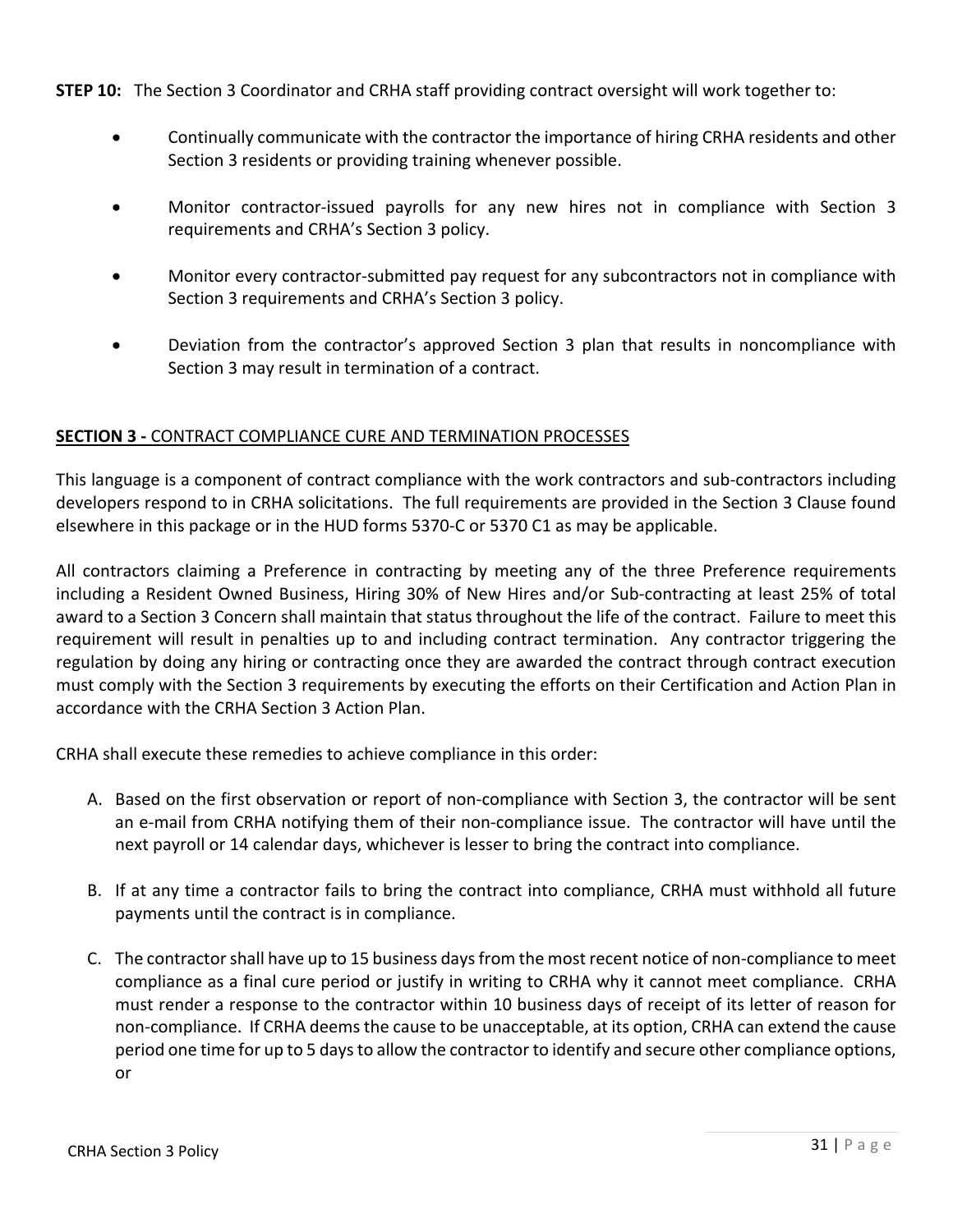**STEP 10:** The Section 3 Coordinator and CRHA staff providing contract oversight will work together to:

- Continually communicate with the contractor the importance of hiring CRHA residents and other Section 3 residents or providing training whenever possible.
- Monitor contractor-issued payrolls for any new hires not in compliance with Section 3 requirements and CRHA's Section 3 policy.
- Monitor every contractor-submitted pay request for any subcontractors not in compliance with Section 3 requirements and CRHA's Section 3 policy.
- Deviation from the contractor's approved Section 3 plan that results in noncompliance with Section 3 may result in termination of a contract.

## SECTION 3 - CONTRACT COMPLIANCE CURE AND TERMINATION PROCESSES

This language is a component of contract compliance with the work contractors and sub-contractors including developers respond to in CRHA solicitations. The full requirements are provided in the Section 3 Clause found elsewhere in this package or in the HUD forms 5370-C or 5370 C1 as may be applicable.

All contractors claiming a Preference in contracting by meeting any of the three Preference requirements including a Resident Owned Business, Hiring 30% of New Hires and/or Sub-contracting at least 25% of total award to a Section 3 Concern shall maintain that status throughout the life of the contract. Failure to meet this requirement will result in penalties up to and including contract termination. Any contractor triggering the regulation by doing any hiring or contracting once they are awarded the contract through contract execution must comply with the Section 3 requirements by executing the efforts on their Certification and Action Plan in accordance with the CRHA Section 3 Action Plan.

CRHA shall execute these remedies to achieve compliance in this order:

A. Based on the first observation or report of non-compliance with Section 3, the contractor will be sent an e-mail from CRHA notifying them of their non-compliance issue. The contractor will have until the next payroll or 14 calendar days, whichever is lesser to bring the contract into compliance.

B. If at any time a contractor fails to bring the contract into compliance, CRHA must withhold all future payments until the contract is in compliance.

C. The contractor shall have up to 15 business days from the most recent notice of non-compliance to meet compliance as a final cure period or justify in writing to CRHA why it cannot meet compliance. CRHA must render a response to the contractor within 10 business days of receipt of its letter of reason for non-compliance. If CRHA deems the cause to be unacceptable, at its option, CRHA can extend the cause period one time for up to 5 days to allow the contractor to identify and secure other compliance options, or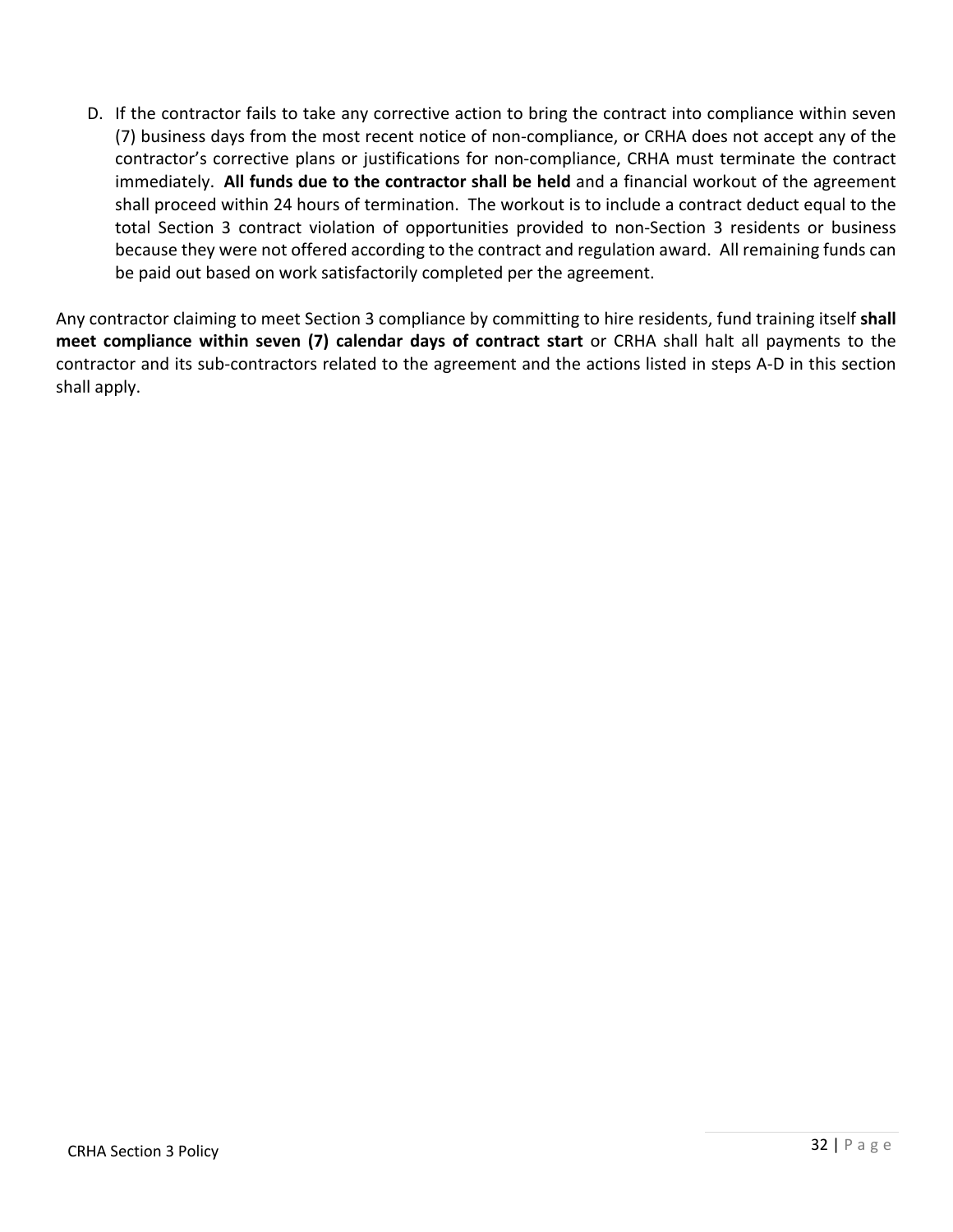D. If the contractor fails to take any corrective action to bring the contract into compliance within seven (7) business days from the most recent notice of non-compliance, or CRHA does not accept any of the contractor's corrective plans or justifications for non-compliance, CRHA must terminate the contract immediately. **All funds due to the contractor shall be held** and a financial workout of the agreement shall proceed within 24 hours of termination. The workout is to include a contract deduct equal to the total Section 3 contract violation of opportunities provided to non-Section 3 residents or business because they were not offered according to the contract and regulation award. All remaining funds can be paid out based on work satisfactorily completed per the agreement.

Any contractor claiming to meet Section 3 compliance by committing to hire residents, fund training itself **shall meet compliance within seven (7) calendar days of contract start** or CRHA shall halt all payments to the contractor and its sub-contractors related to the agreement and the actions listed in steps A-D in this section shall apply.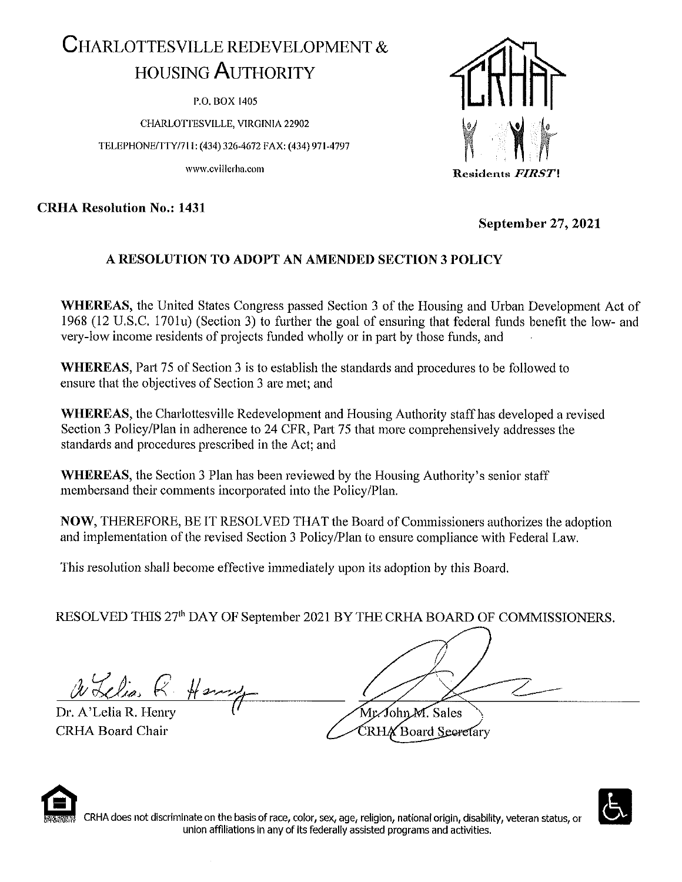# CHARLOTTESVILLE REDEVELOPMENT & HOUSING AUTHORITY

P.O. BOX 1405

CHARLOTTESVILLE, VIRGINIA 22902

TELEPHONE/TTY/711: (434) 326-4672 FAX: (434) 971-4797

www.cvillecrha.com

Residents *FIRST*!

**CRHA Resolution No.: 1431**

**September 27, 2021**

## A RESOLUTION TO ADOPT AN AMENDED SECTION 3 POLICY

**WHEREAS,** the United States Congress passed Section 3 of the Housing and Urban Development Act of 1968 (12 U.S.C. 1701u) (Section 3) to further the goal of ensuring that federal funds benefit the low- and very-low income residents of projects funded wholly or in part by those funds, and

**WHEREAS,** Part 75 of Section 3 is to establish the standards and procedures to be followed to ensure that the objectives of Section 3 are met; and

**WHEREAS,** the Charlottesville Redevelopment and Housing Authority staff has developed a revised Section 3 Policy/Plan in adherence to 24 CFR, Part 75 that more comprehensively addresses the standards and procedures prescribed in the Act; and

**WHEREAS,** the Section 3 Plan has been reviewed by the Housing Authority's senior staff membersand their comments incorporated into the Policy/Plan.

**NOW,** THEREFORE, BE IT RESOLVED THAT the Board of Commissioners authorizes the adoption and implementation of the revised Section 3 Policy/Plan to ensure compliance with Federal Law.

This resolution shall become effective immediately upon its adoption by this Board.

RESOLVED THIS 27th DAY OF September 2021 BY THE CRHA BOARD OF COMMISSIONERS.

Dr. A'Lelia R. Henry
CRHA Board Chair

Mr. John M. Sales
CRHA Board Secretary

CRHA does not discriminate on the basis of race, color, sex, age, religion, national origin, disability, veteran status, or union affiliations in any of its federally assisted programs and activities.